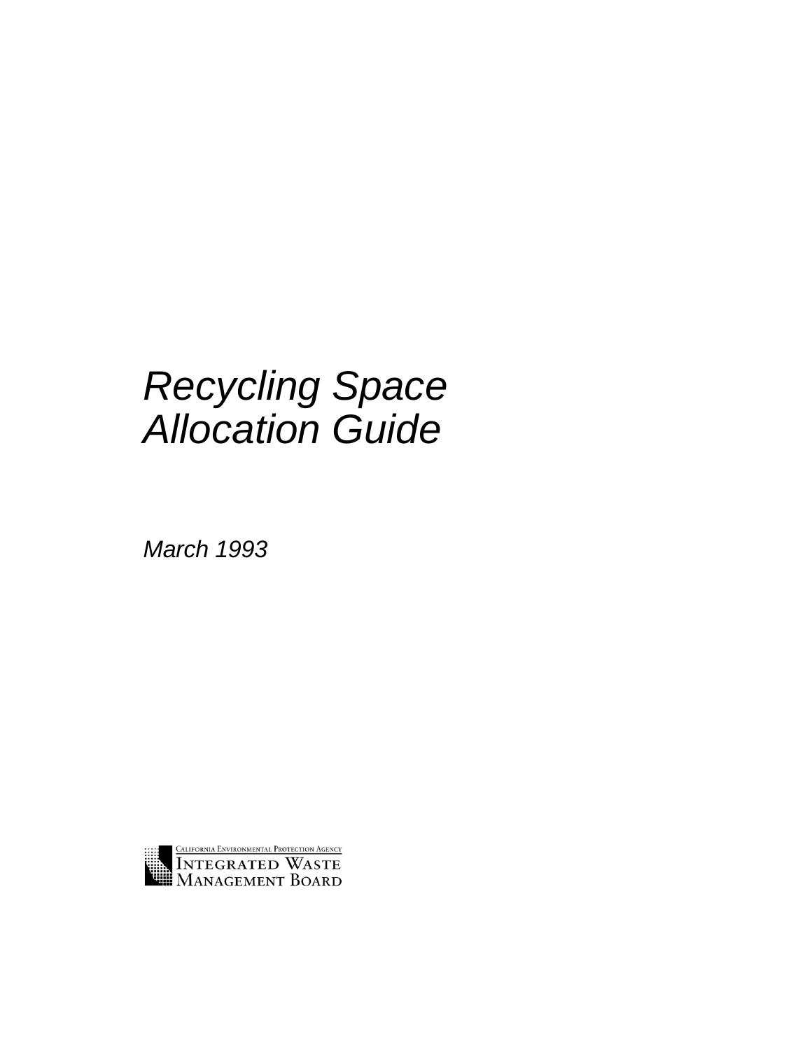# *Recycling Space Allocation Guide*

*March 1993*

California Environmental Protection Agency
Integrated Waste Management Board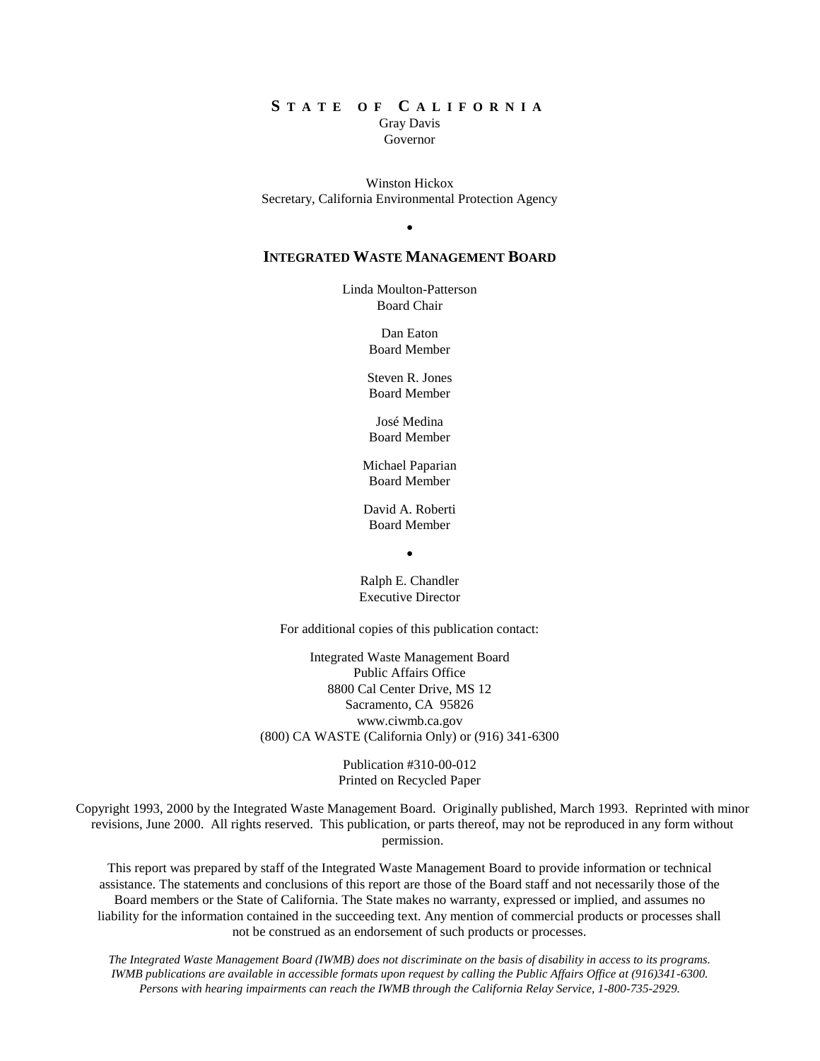**STATE OF CALIFORNIA**

Gray Davis
Governor

Winston Hickox
Secretary, California Environmental Protection Agency

•

**INTEGRATED WASTE MANAGEMENT BOARD**

Linda Moulton-Patterson
Board Chair

Dan Eaton
Board Member

Steven R. Jones
Board Member

José Medina
Board Member

Michael Paparian
Board Member

David A. Roberti
Board Member

•

Ralph E. Chandler
Executive Director

For additional copies of this publication contact:

Integrated Waste Management Board
Public Affairs Office
8800 Cal Center Drive, MS 12
Sacramento, CA 95826
www.ciwmb.ca.gov
(800) CA WASTE (California Only) or (916) 341-6300

Publication #310-00-012
Printed on Recycled Paper

Copyright 1993, 2000 by the Integrated Waste Management Board. Originally published, March 1993. Reprinted with minor revisions, June 2000. All rights reserved. This publication, or parts thereof, may not be reproduced in any form without permission.

This report was prepared by staff of the Integrated Waste Management Board to provide information or technical assistance. The statements and conclusions of this report are those of the Board staff and not necessarily those of the Board members or the State of California. The State makes no warranty, expressed or implied, and assumes no liability for the information contained in the succeeding text. Any mention of commercial products or processes shall not be construed as an endorsement of such products or processes.

*The Integrated Waste Management Board (IWMB) does not discriminate on the basis of disability in access to its programs. IWMB publications are available in accessible formats upon request by calling the Public Affairs Office at (916)341-6300. Persons with hearing impairments can reach the IWMB through the California Relay Service, 1-800-735-2929.*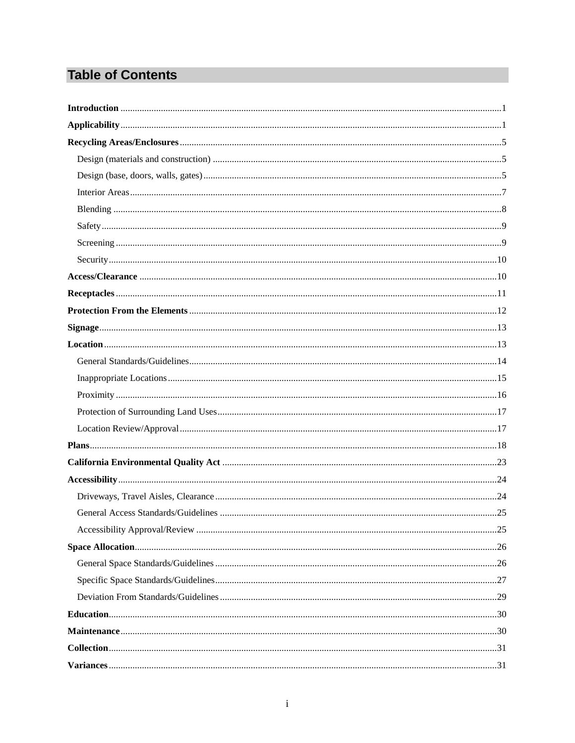# Table of Contents

**Introduction** .......... 1

**Applicability** .......... 1

**Recycling Areas/Enclosures** .......... 5

- Design (materials and construction) .......... 5
- Design (base, doors, walls, gates) .......... 5
- Interior Areas .......... 7
- Blending .......... 8
- Safety .......... 9
- Screening .......... 9
- Security .......... 10

**Access/Clearance** .......... 10

**Receptacles** .......... 11

**Protection From the Elements** .......... 12

**Signage** .......... 13

**Location** .......... 13

- General Standards/Guidelines .......... 14
- Inappropriate Locations .......... 15
- Proximity .......... 16
- Protection of Surrounding Land Uses .......... 17
- Location Review/Approval .......... 17

**Plans** .......... 18

**California Environmental Quality Act** .......... 23

**Accessibility** .......... 24

- Driveways, Travel Aisles, Clearance .......... 24
- General Access Standards/Guidelines .......... 25
- Accessibility Approval/Review .......... 25

**Space Allocation** .......... 26

- General Space Standards/Guidelines .......... 26
- Specific Space Standards/Guidelines .......... 27
- Deviation From Standards/Guidelines .......... 29

**Education** .......... 30

**Maintenance** .......... 30

**Collection** .......... 31

**Variances** .......... 31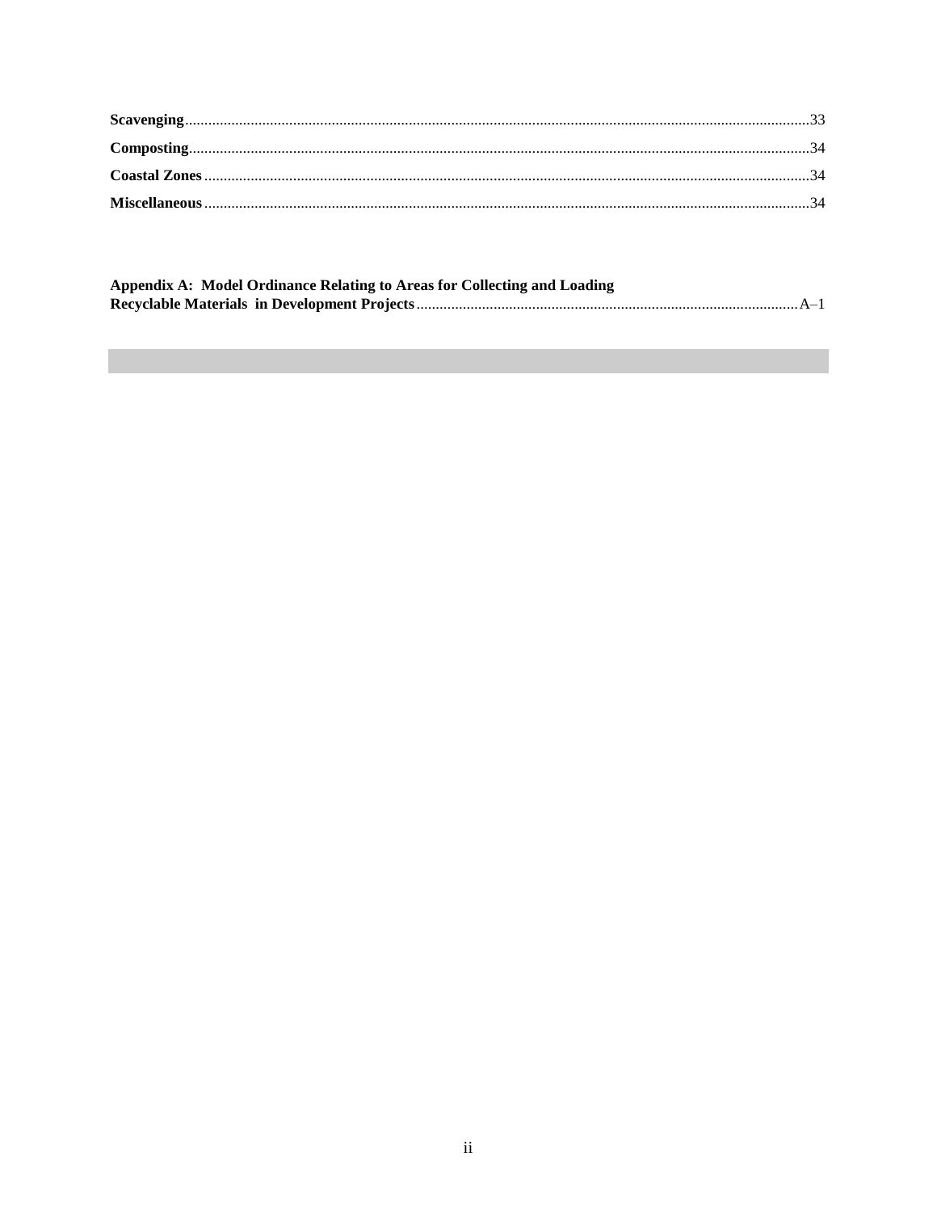**Scavenging**.....33

**Composting**.....34

**Coastal Zones**.....34

**Miscellaneous**.....34

**Appendix A: Model Ordinance Relating to Areas for Collecting and Loading Recyclable Materials in Development Projects**.....A–1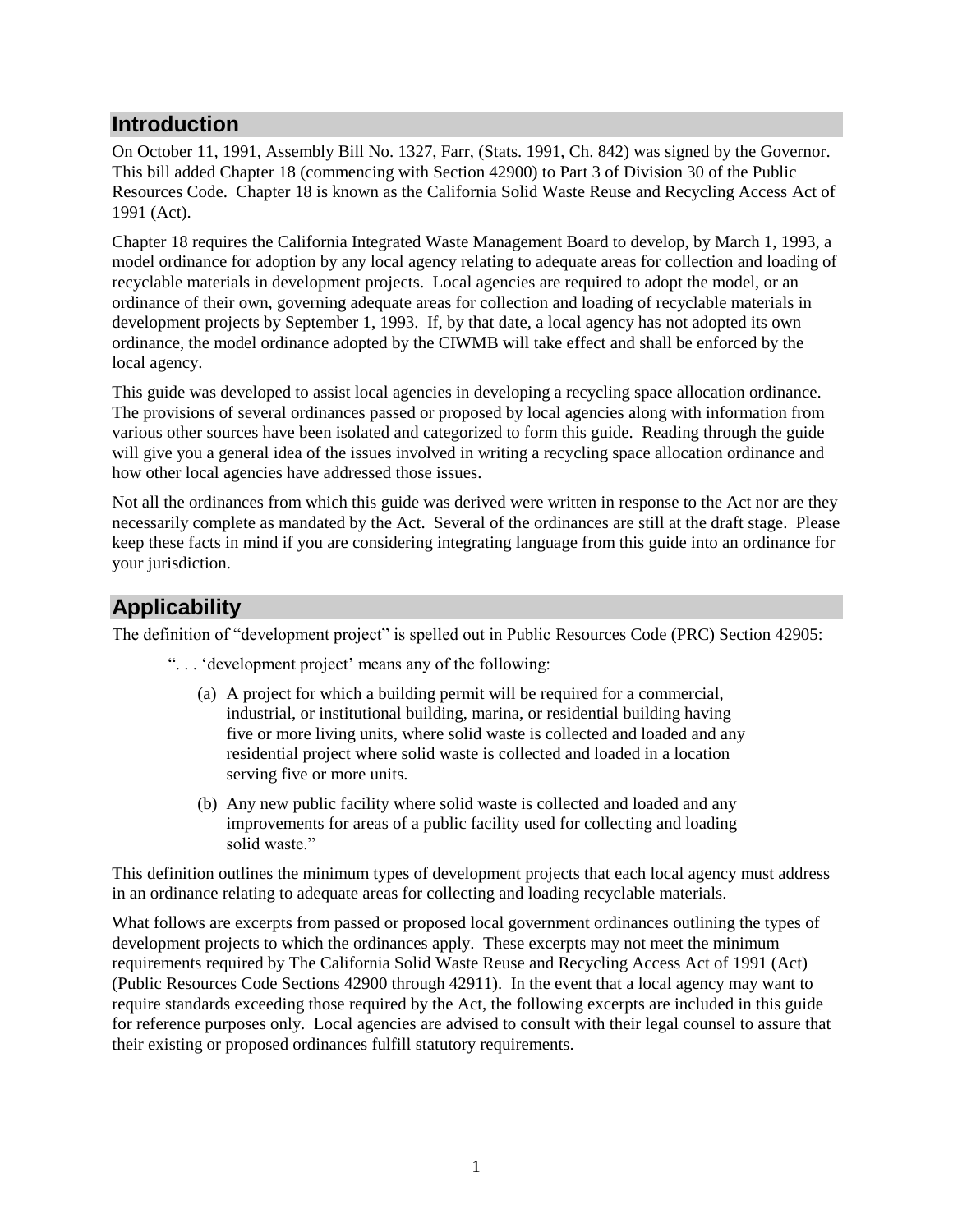## Introduction

On October 11, 1991, Assembly Bill No. 1327, Farr, (Stats. 1991, Ch. 842) was signed by the Governor. This bill added Chapter 18 (commencing with Section 42900) to Part 3 of Division 30 of the Public Resources Code. Chapter 18 is known as the California Solid Waste Reuse and Recycling Access Act of 1991 (Act).

Chapter 18 requires the California Integrated Waste Management Board to develop, by March 1, 1993, a model ordinance for adoption by any local agency relating to adequate areas for collection and loading of recyclable materials in development projects. Local agencies are required to adopt the model, or an ordinance of their own, governing adequate areas for collection and loading of recyclable materials in development projects by September 1, 1993. If, by that date, a local agency has not adopted its own ordinance, the model ordinance adopted by the CIWMB will take effect and shall be enforced by the local agency.

This guide was developed to assist local agencies in developing a recycling space allocation ordinance. The provisions of several ordinances passed or proposed by local agencies along with information from various other sources have been isolated and categorized to form this guide. Reading through the guide will give you a general idea of the issues involved in writing a recycling space allocation ordinance and how other local agencies have addressed those issues.

Not all the ordinances from which this guide was derived were written in response to the Act nor are they necessarily complete as mandated by the Act. Several of the ordinances are still at the draft stage. Please keep these facts in mind if you are considering integrating language from this guide into an ordinance for your jurisdiction.

## Applicability

The definition of "development project" is spelled out in Public Resources Code (PRC) Section 42905:

> ". . . 'development project' means any of the following:
>
> (a) A project for which a building permit will be required for a commercial, industrial, or institutional building, marina, or residential building having five or more living units, where solid waste is collected and loaded and any residential project where solid waste is collected and loaded in a location serving five or more units.
>
> (b) Any new public facility where solid waste is collected and loaded and any improvements for areas of a public facility used for collecting and loading solid waste."

This definition outlines the minimum types of development projects that each local agency must address in an ordinance relating to adequate areas for collecting and loading recyclable materials.

What follows are excerpts from passed or proposed local government ordinances outlining the types of development projects to which the ordinances apply. These excerpts may not meet the minimum requirements required by The California Solid Waste Reuse and Recycling Access Act of 1991 (Act) (Public Resources Code Sections 42900 through 42911). In the event that a local agency may want to require standards exceeding those required by the Act, the following excerpts are included in this guide for reference purposes only. Local agencies are advised to consult with their legal counsel to assure that their existing or proposed ordinances fulfill statutory requirements.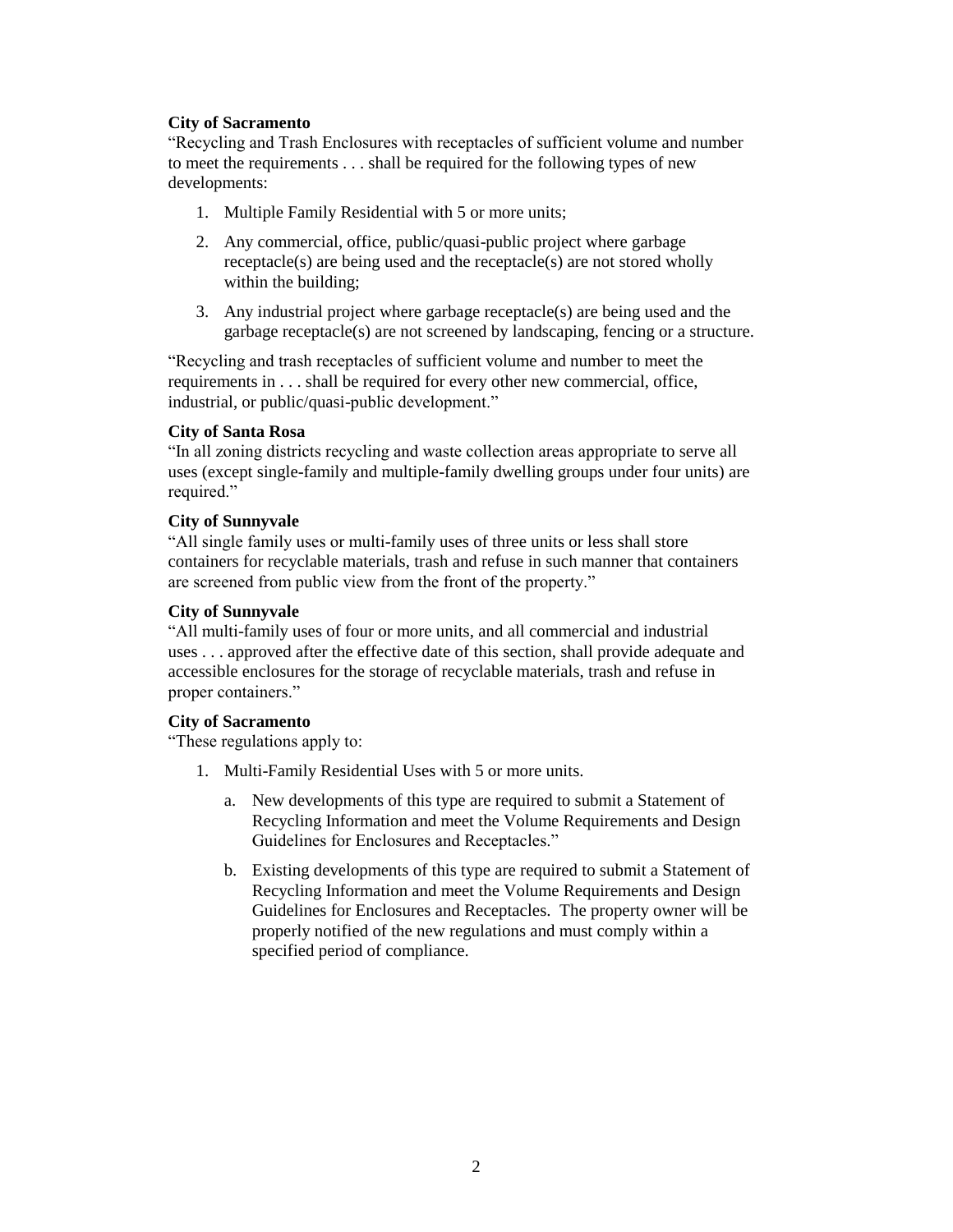**City of Sacramento**

"Recycling and Trash Enclosures with receptacles of sufficient volume and number to meet the requirements . . . shall be required for the following types of new developments:

1. Multiple Family Residential with 5 or more units;
2. Any commercial, office, public/quasi-public project where garbage receptacle(s) are being used and the receptacle(s) are not stored wholly within the building;
3. Any industrial project where garbage receptacle(s) are being used and the garbage receptacle(s) are not screened by landscaping, fencing or a structure.

"Recycling and trash receptacles of sufficient volume and number to meet the requirements in . . . shall be required for every other new commercial, office, industrial, or public/quasi-public development."

**City of Santa Rosa**

"In all zoning districts recycling and waste collection areas appropriate to serve all uses (except single-family and multiple-family dwelling groups under four units) are required."

**City of Sunnyvale**

"All single family uses or multi-family uses of three units or less shall store containers for recyclable materials, trash and refuse in such manner that containers are screened from public view from the front of the property."

**City of Sunnyvale**

"All multi-family uses of four or more units, and all commercial and industrial uses . . . approved after the effective date of this section, shall provide adequate and accessible enclosures for the storage of recyclable materials, trash and refuse in proper containers."

**City of Sacramento**

"These regulations apply to:

1. Multi-Family Residential Uses with 5 or more units.
   a. New developments of this type are required to submit a Statement of Recycling Information and meet the Volume Requirements and Design Guidelines for Enclosures and Receptacles."
   b. Existing developments of this type are required to submit a Statement of Recycling Information and meet the Volume Requirements and Design Guidelines for Enclosures and Receptacles. The property owner will be properly notified of the new regulations and must comply within a specified period of compliance.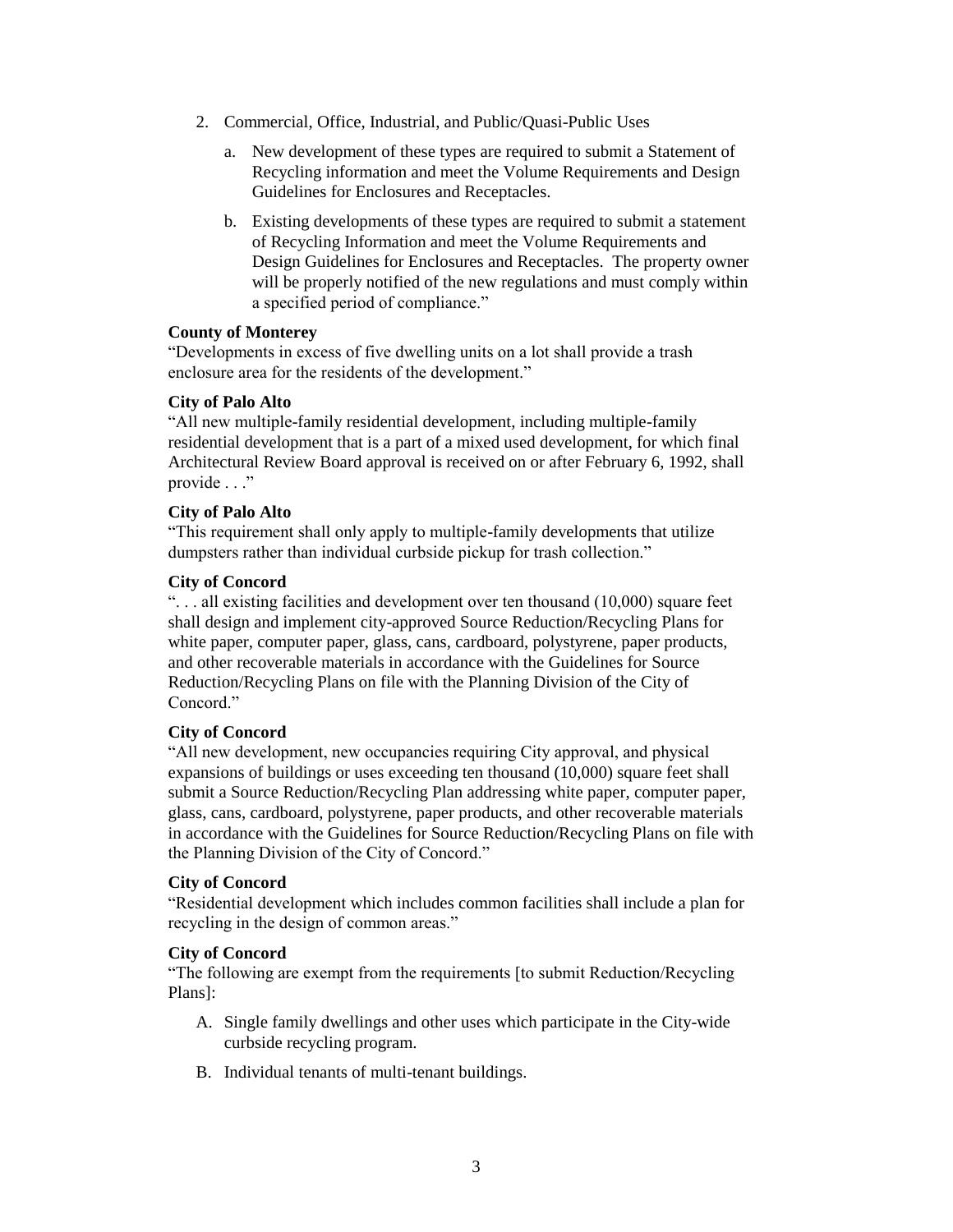2. Commercial, Office, Industrial, and Public/Quasi-Public Uses

   a. New development of these types are required to submit a Statement of Recycling information and meet the Volume Requirements and Design Guidelines for Enclosures and Receptacles.

   b. Existing developments of these types are required to submit a statement of Recycling Information and meet the Volume Requirements and Design Guidelines for Enclosures and Receptacles. The property owner will be properly notified of the new regulations and must comply within a specified period of compliance."

**County of Monterey**
"Developments in excess of five dwelling units on a lot shall provide a trash enclosure area for the residents of the development."

**City of Palo Alto**
"All new multiple-family residential development, including multiple-family residential development that is a part of a mixed used development, for which final Architectural Review Board approval is received on or after February 6, 1992, shall provide . . ."

**City of Palo Alto**
"This requirement shall only apply to multiple-family developments that utilize dumpsters rather than individual curbside pickup for trash collection."

**City of Concord**
". . . all existing facilities and development over ten thousand (10,000) square feet shall design and implement city-approved Source Reduction/Recycling Plans for white paper, computer paper, glass, cans, cardboard, polystyrene, paper products, and other recoverable materials in accordance with the Guidelines for Source Reduction/Recycling Plans on file with the Planning Division of the City of Concord."

**City of Concord**
"All new development, new occupancies requiring City approval, and physical expansions of buildings or uses exceeding ten thousand (10,000) square feet shall submit a Source Reduction/Recycling Plan addressing white paper, computer paper, glass, cans, cardboard, polystyrene, paper products, and other recoverable materials in accordance with the Guidelines for Source Reduction/Recycling Plans on file with the Planning Division of the City of Concord."

**City of Concord**
"Residential development which includes common facilities shall include a plan for recycling in the design of common areas."

**City of Concord**
"The following are exempt from the requirements [to submit Reduction/Recycling Plans]:

A. Single family dwellings and other uses which participate in the City-wide curbside recycling program.

B. Individual tenants of multi-tenant buildings.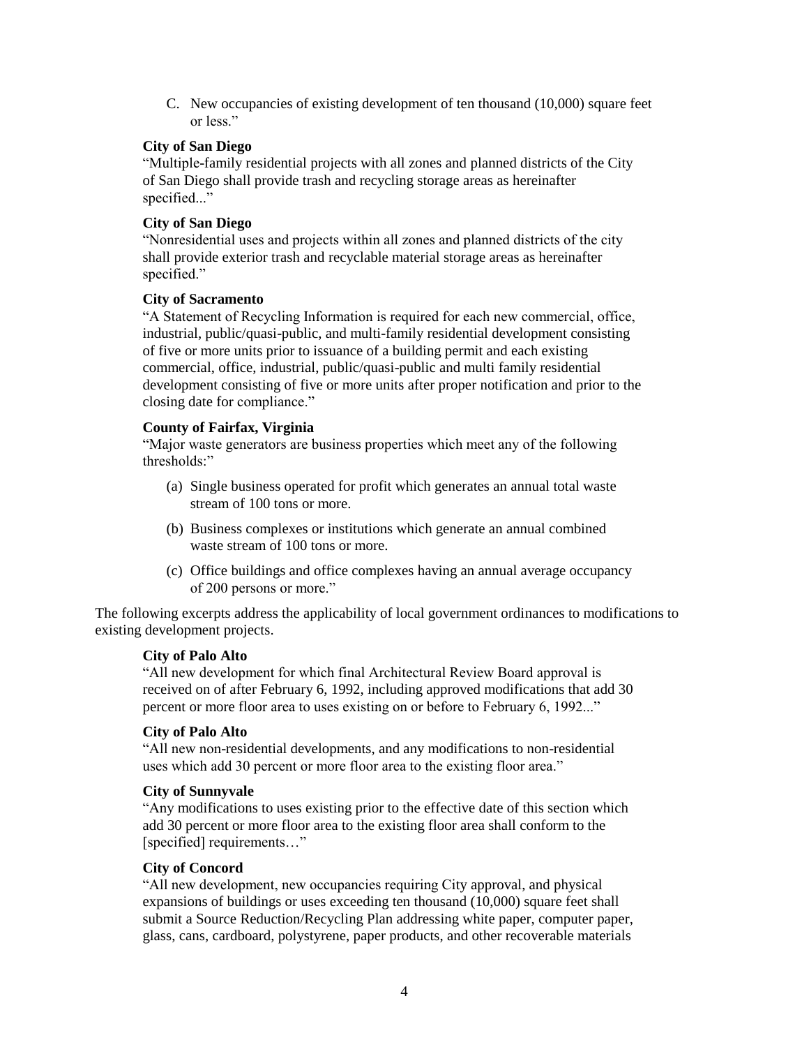C. New occupancies of existing development of ten thousand (10,000) square feet or less."

**City of San Diego**

"Multiple-family residential projects with all zones and planned districts of the City of San Diego shall provide trash and recycling storage areas as hereinafter specified..."

**City of San Diego**

"Nonresidential uses and projects within all zones and planned districts of the city shall provide exterior trash and recyclable material storage areas as hereinafter specified."

**City of Sacramento**

"A Statement of Recycling Information is required for each new commercial, office, industrial, public/quasi-public, and multi-family residential development consisting of five or more units prior to issuance of a building permit and each existing commercial, office, industrial, public/quasi-public and multi family residential development consisting of five or more units after proper notification and prior to the closing date for compliance."

**County of Fairfax, Virginia**

"Major waste generators are business properties which meet any of the following thresholds:"

(a) Single business operated for profit which generates an annual total waste stream of 100 tons or more.

(b) Business complexes or institutions which generate an annual combined waste stream of 100 tons or more.

(c) Office buildings and office complexes having an annual average occupancy of 200 persons or more."

The following excerpts address the applicability of local government ordinances to modifications to existing development projects.

**City of Palo Alto**

"All new development for which final Architectural Review Board approval is received on of after February 6, 1992, including approved modifications that add 30 percent or more floor area to uses existing on or before to February 6, 1992..."

**City of Palo Alto**

"All new non-residential developments, and any modifications to non-residential uses which add 30 percent or more floor area to the existing floor area."

**City of Sunnyvale**

"Any modifications to uses existing prior to the effective date of this section which add 30 percent or more floor area to the existing floor area shall conform to the [specified] requirements…"

**City of Concord**

"All new development, new occupancies requiring City approval, and physical expansions of buildings or uses exceeding ten thousand (10,000) square feet shall submit a Source Reduction/Recycling Plan addressing white paper, computer paper, glass, cans, cardboard, polystyrene, paper products, and other recoverable materials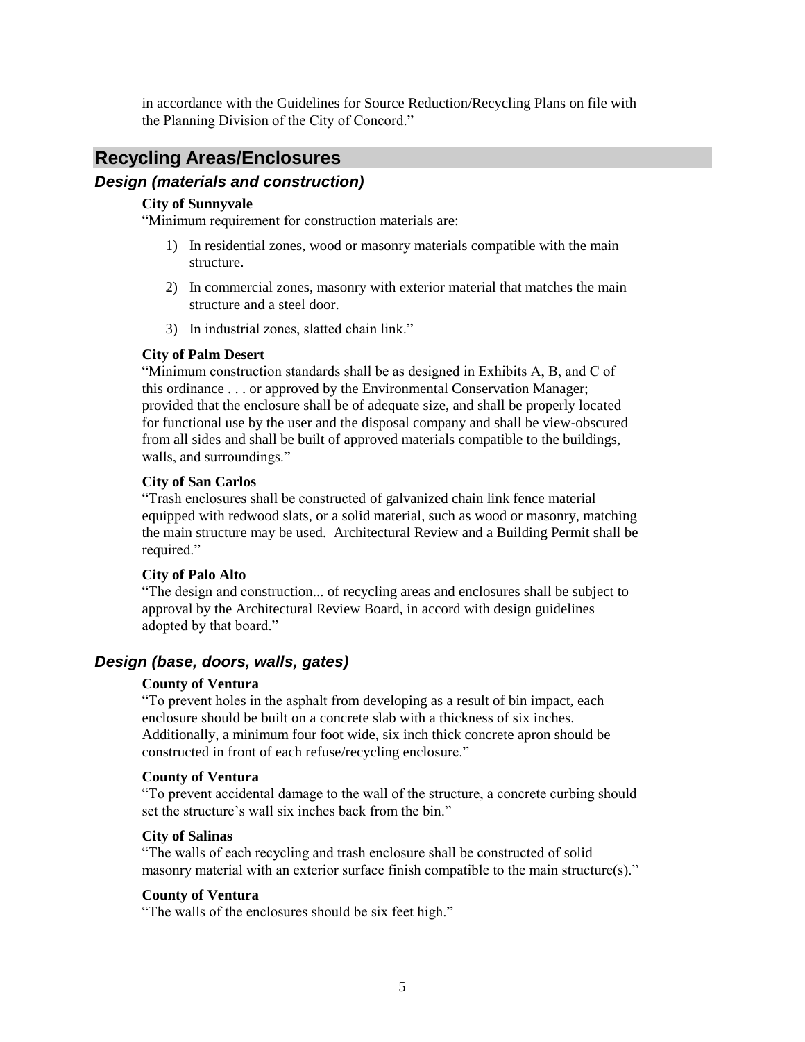in accordance with the Guidelines for Source Reduction/Recycling Plans on file with the Planning Division of the City of Concord."

## Recycling Areas/Enclosures

### *Design (materials and construction)*

**City of Sunnyvale**

"Minimum requirement for construction materials are:

1) In residential zones, wood or masonry materials compatible with the main structure.
2) In commercial zones, masonry with exterior material that matches the main structure and a steel door.
3) In industrial zones, slatted chain link."

**City of Palm Desert**

"Minimum construction standards shall be as designed in Exhibits A, B, and C of this ordinance . . . or approved by the Environmental Conservation Manager; provided that the enclosure shall be of adequate size, and shall be properly located for functional use by the user and the disposal company and shall be view-obscured from all sides and shall be built of approved materials compatible to the buildings, walls, and surroundings."

**City of San Carlos**

"Trash enclosures shall be constructed of galvanized chain link fence material equipped with redwood slats, or a solid material, such as wood or masonry, matching the main structure may be used. Architectural Review and a Building Permit shall be required."

**City of Palo Alto**

"The design and construction... of recycling areas and enclosures shall be subject to approval by the Architectural Review Board, in accord with design guidelines adopted by that board."

### *Design (base, doors, walls, gates)*

**County of Ventura**

"To prevent holes in the asphalt from developing as a result of bin impact, each enclosure should be built on a concrete slab with a thickness of six inches. Additionally, a minimum four foot wide, six inch thick concrete apron should be constructed in front of each refuse/recycling enclosure."

**County of Ventura**

"To prevent accidental damage to the wall of the structure, a concrete curbing should set the structure's wall six inches back from the bin."

**City of Salinas**

"The walls of each recycling and trash enclosure shall be constructed of solid masonry material with an exterior surface finish compatible to the main structure(s)."

**County of Ventura**

"The walls of the enclosures should be six feet high."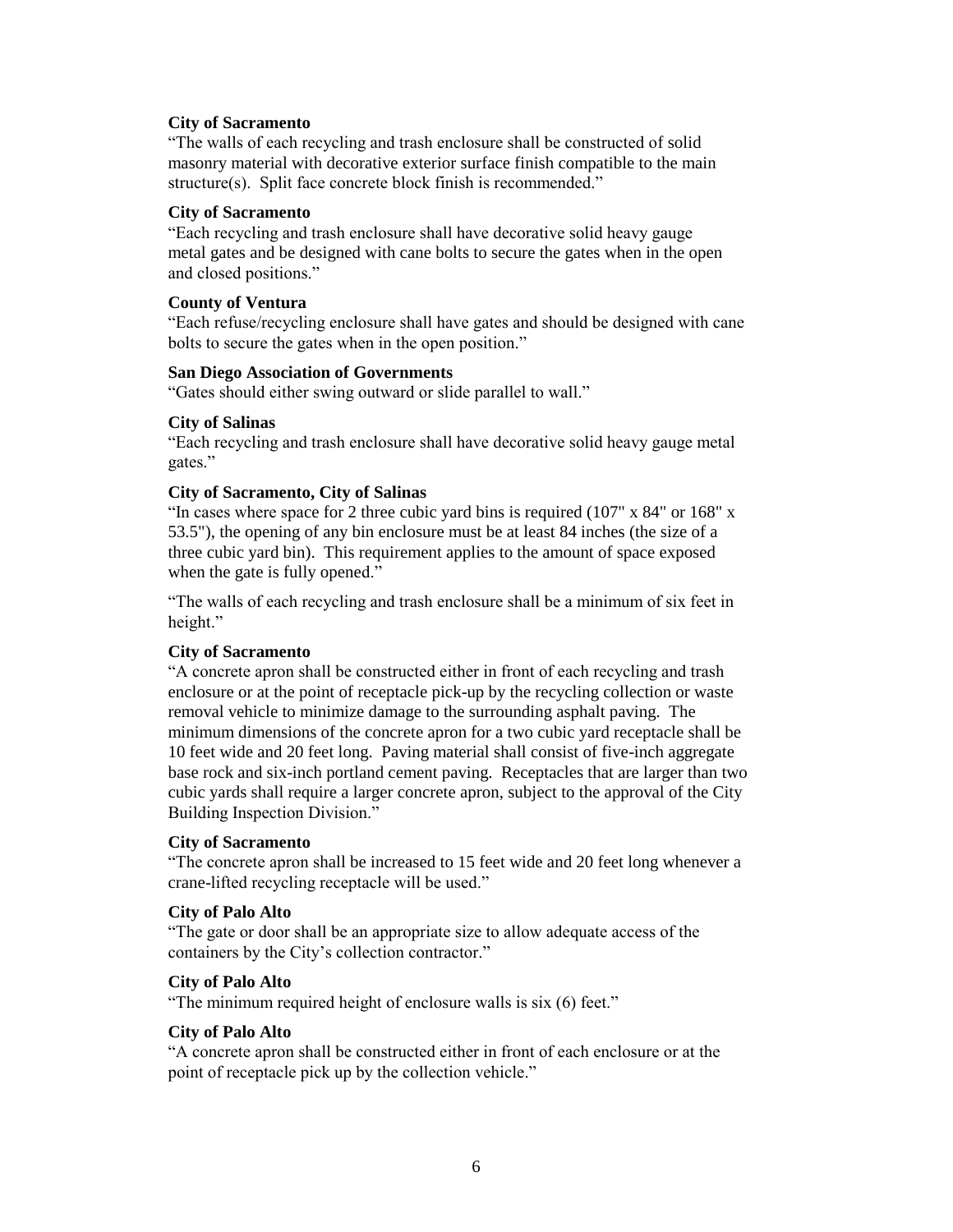**City of Sacramento**

"The walls of each recycling and trash enclosure shall be constructed of solid masonry material with decorative exterior surface finish compatible to the main structure(s). Split face concrete block finish is recommended."

**City of Sacramento**

"Each recycling and trash enclosure shall have decorative solid heavy gauge metal gates and be designed with cane bolts to secure the gates when in the open and closed positions."

**County of Ventura**

"Each refuse/recycling enclosure shall have gates and should be designed with cane bolts to secure the gates when in the open position."

**San Diego Association of Governments**

"Gates should either swing outward or slide parallel to wall."

**City of Salinas**

"Each recycling and trash enclosure shall have decorative solid heavy gauge metal gates."

**City of Sacramento, City of Salinas**

"In cases where space for 2 three cubic yard bins is required (107" x 84" or 168" x 53.5"), the opening of any bin enclosure must be at least 84 inches (the size of a three cubic yard bin). This requirement applies to the amount of space exposed when the gate is fully opened."

"The walls of each recycling and trash enclosure shall be a minimum of six feet in height."

**City of Sacramento**

"A concrete apron shall be constructed either in front of each recycling and trash enclosure or at the point of receptacle pick-up by the recycling collection or waste removal vehicle to minimize damage to the surrounding asphalt paving. The minimum dimensions of the concrete apron for a two cubic yard receptacle shall be 10 feet wide and 20 feet long. Paving material shall consist of five-inch aggregate base rock and six-inch portland cement paving. Receptacles that are larger than two cubic yards shall require a larger concrete apron, subject to the approval of the City Building Inspection Division."

**City of Sacramento**

"The concrete apron shall be increased to 15 feet wide and 20 feet long whenever a crane-lifted recycling receptacle will be used."

**City of Palo Alto**

"The gate or door shall be an appropriate size to allow adequate access of the containers by the City's collection contractor."

**City of Palo Alto**

"The minimum required height of enclosure walls is six (6) feet."

**City of Palo Alto**

"A concrete apron shall be constructed either in front of each enclosure or at the point of receptacle pick up by the collection vehicle."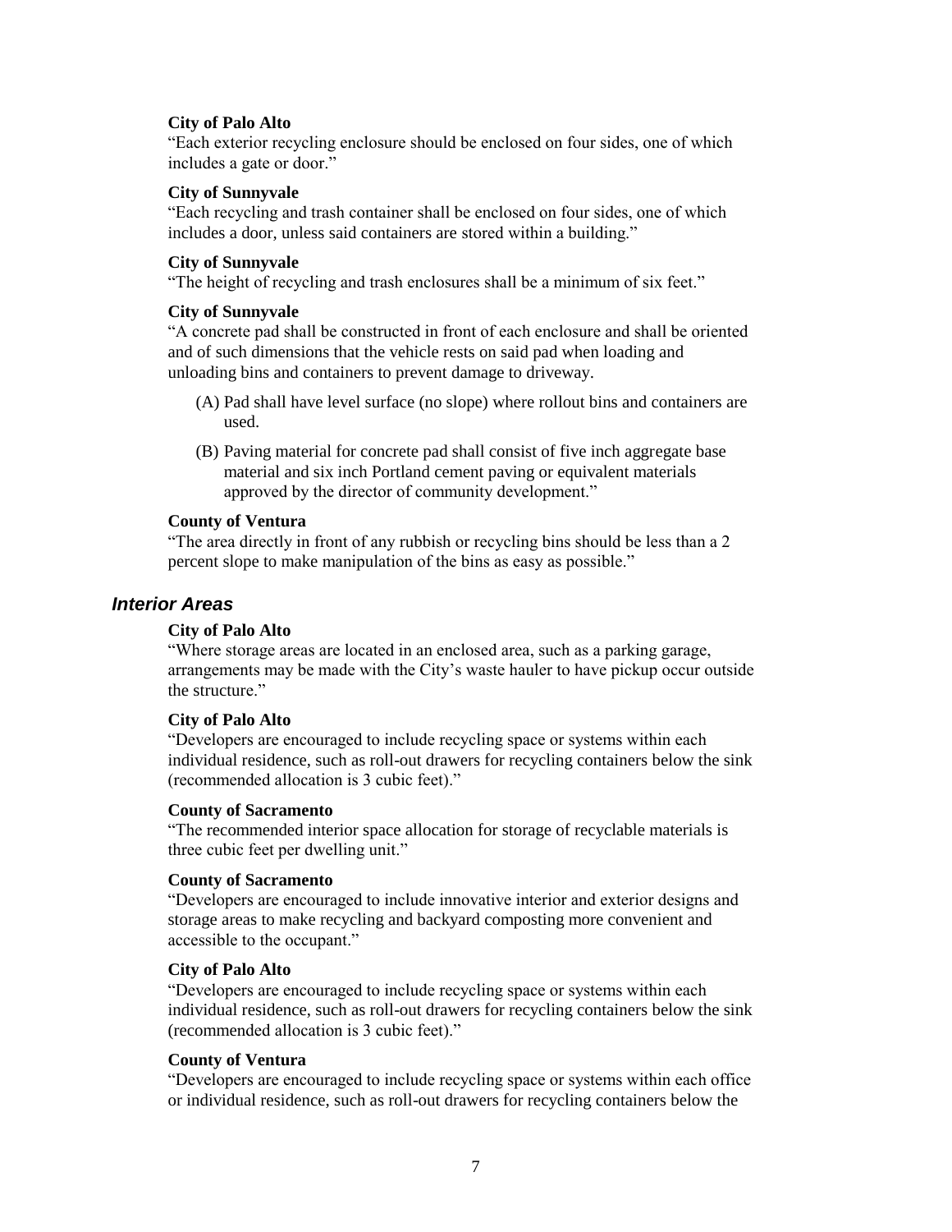**City of Palo Alto**
"Each exterior recycling enclosure should be enclosed on four sides, one of which includes a gate or door."

**City of Sunnyvale**
"Each recycling and trash container shall be enclosed on four sides, one of which includes a door, unless said containers are stored within a building."

**City of Sunnyvale**
"The height of recycling and trash enclosures shall be a minimum of six feet."

**City of Sunnyvale**
"A concrete pad shall be constructed in front of each enclosure and shall be oriented and of such dimensions that the vehicle rests on said pad when loading and unloading bins and containers to prevent damage to driveway.

(A) Pad shall have level surface (no slope) where rollout bins and containers are used.

(B) Paving material for concrete pad shall consist of five inch aggregate base material and six inch Portland cement paving or equivalent materials approved by the director of community development."

**County of Ventura**
"The area directly in front of any rubbish or recycling bins should be less than a 2 percent slope to make manipulation of the bins as easy as possible."

### *Interior Areas*

**City of Palo Alto**
"Where storage areas are located in an enclosed area, such as a parking garage, arrangements may be made with the City's waste hauler to have pickup occur outside the structure."

**City of Palo Alto**
"Developers are encouraged to include recycling space or systems within each individual residence, such as roll-out drawers for recycling containers below the sink (recommended allocation is 3 cubic feet)."

**County of Sacramento**
"The recommended interior space allocation for storage of recyclable materials is three cubic feet per dwelling unit."

**County of Sacramento**
"Developers are encouraged to include innovative interior and exterior designs and storage areas to make recycling and backyard composting more convenient and accessible to the occupant."

**City of Palo Alto**
"Developers are encouraged to include recycling space or systems within each individual residence, such as roll-out drawers for recycling containers below the sink (recommended allocation is 3 cubic feet)."

**County of Ventura**
"Developers are encouraged to include recycling space or systems within each office or individual residence, such as roll-out drawers for recycling containers below the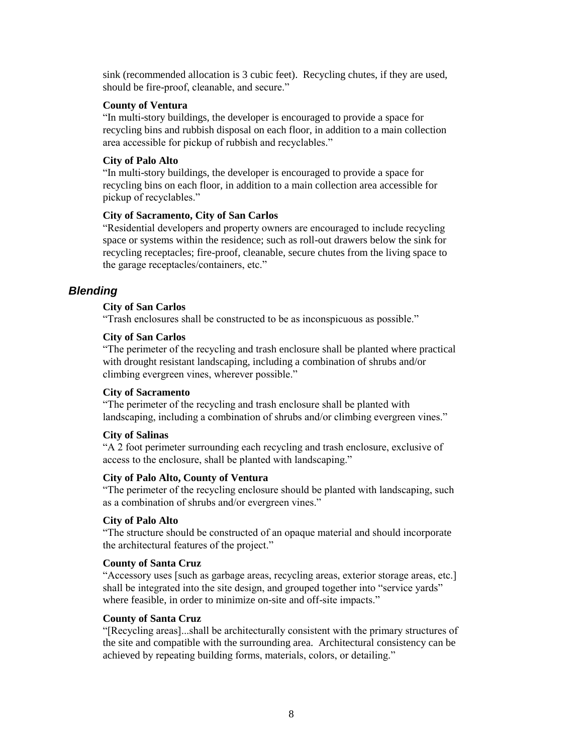sink (recommended allocation is 3 cubic feet). Recycling chutes, if they are used, should be fire-proof, cleanable, and secure."

**County of Ventura**

"In multi-story buildings, the developer is encouraged to provide a space for recycling bins and rubbish disposal on each floor, in addition to a main collection area accessible for pickup of rubbish and recyclables."

**City of Palo Alto**

"In multi-story buildings, the developer is encouraged to provide a space for recycling bins on each floor, in addition to a main collection area accessible for pickup of recyclables."

**City of Sacramento, City of San Carlos**

"Residential developers and property owners are encouraged to include recycling space or systems within the residence; such as roll-out drawers below the sink for recycling receptacles; fire-proof, cleanable, secure chutes from the living space to the garage receptacles/containers, etc."

## *Blending*

**City of San Carlos**

"Trash enclosures shall be constructed to be as inconspicuous as possible."

**City of San Carlos**

"The perimeter of the recycling and trash enclosure shall be planted where practical with drought resistant landscaping, including a combination of shrubs and/or climbing evergreen vines, wherever possible."

**City of Sacramento**

"The perimeter of the recycling and trash enclosure shall be planted with landscaping, including a combination of shrubs and/or climbing evergreen vines."

**City of Salinas**

"A 2 foot perimeter surrounding each recycling and trash enclosure, exclusive of access to the enclosure, shall be planted with landscaping."

**City of Palo Alto, County of Ventura**

"The perimeter of the recycling enclosure should be planted with landscaping, such as a combination of shrubs and/or evergreen vines."

**City of Palo Alto**

"The structure should be constructed of an opaque material and should incorporate the architectural features of the project."

**County of Santa Cruz**

"Accessory uses [such as garbage areas, recycling areas, exterior storage areas, etc.] shall be integrated into the site design, and grouped together into "service yards" where feasible, in order to minimize on-site and off-site impacts."

**County of Santa Cruz**

"[Recycling areas]...shall be architecturally consistent with the primary structures of the site and compatible with the surrounding area. Architectural consistency can be achieved by repeating building forms, materials, colors, or detailing."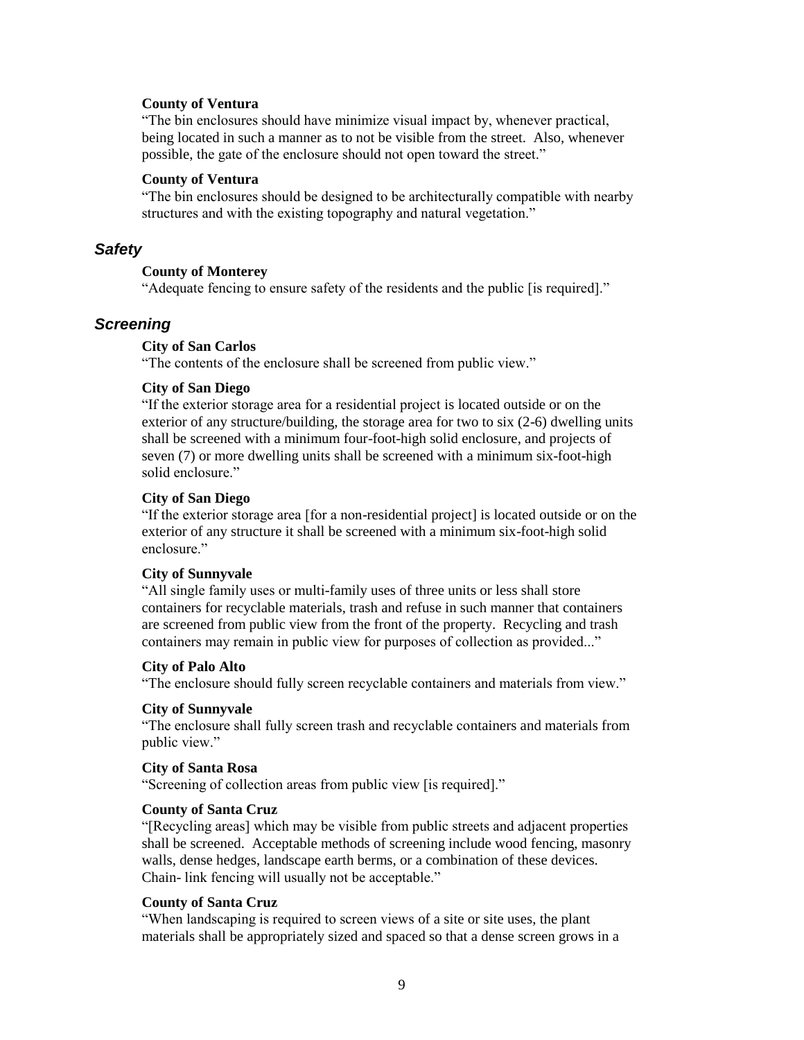**County of Ventura**

"The bin enclosures should have minimize visual impact by, whenever practical, being located in such a manner as to not be visible from the street. Also, whenever possible, the gate of the enclosure should not open toward the street."

**County of Ventura**

"The bin enclosures should be designed to be architecturally compatible with nearby structures and with the existing topography and natural vegetation."

## *Safety*

**County of Monterey**

"Adequate fencing to ensure safety of the residents and the public [is required]."

## *Screening*

**City of San Carlos**

"The contents of the enclosure shall be screened from public view."

**City of San Diego**

"If the exterior storage area for a residential project is located outside or on the exterior of any structure/building, the storage area for two to six (2-6) dwelling units shall be screened with a minimum four-foot-high solid enclosure, and projects of seven (7) or more dwelling units shall be screened with a minimum six-foot-high solid enclosure."

**City of San Diego**

"If the exterior storage area [for a non-residential project] is located outside or on the exterior of any structure it shall be screened with a minimum six-foot-high solid enclosure."

**City of Sunnyvale**

"All single family uses or multi-family uses of three units or less shall store containers for recyclable materials, trash and refuse in such manner that containers are screened from public view from the front of the property. Recycling and trash containers may remain in public view for purposes of collection as provided..."

**City of Palo Alto**

"The enclosure should fully screen recyclable containers and materials from view."

**City of Sunnyvale**

"The enclosure shall fully screen trash and recyclable containers and materials from public view."

**City of Santa Rosa**

"Screening of collection areas from public view [is required]."

**County of Santa Cruz**

"[Recycling areas] which may be visible from public streets and adjacent properties shall be screened. Acceptable methods of screening include wood fencing, masonry walls, dense hedges, landscape earth berms, or a combination of these devices. Chain- link fencing will usually not be acceptable."

**County of Santa Cruz**

"When landscaping is required to screen views of a site or site uses, the plant materials shall be appropriately sized and spaced so that a dense screen grows in a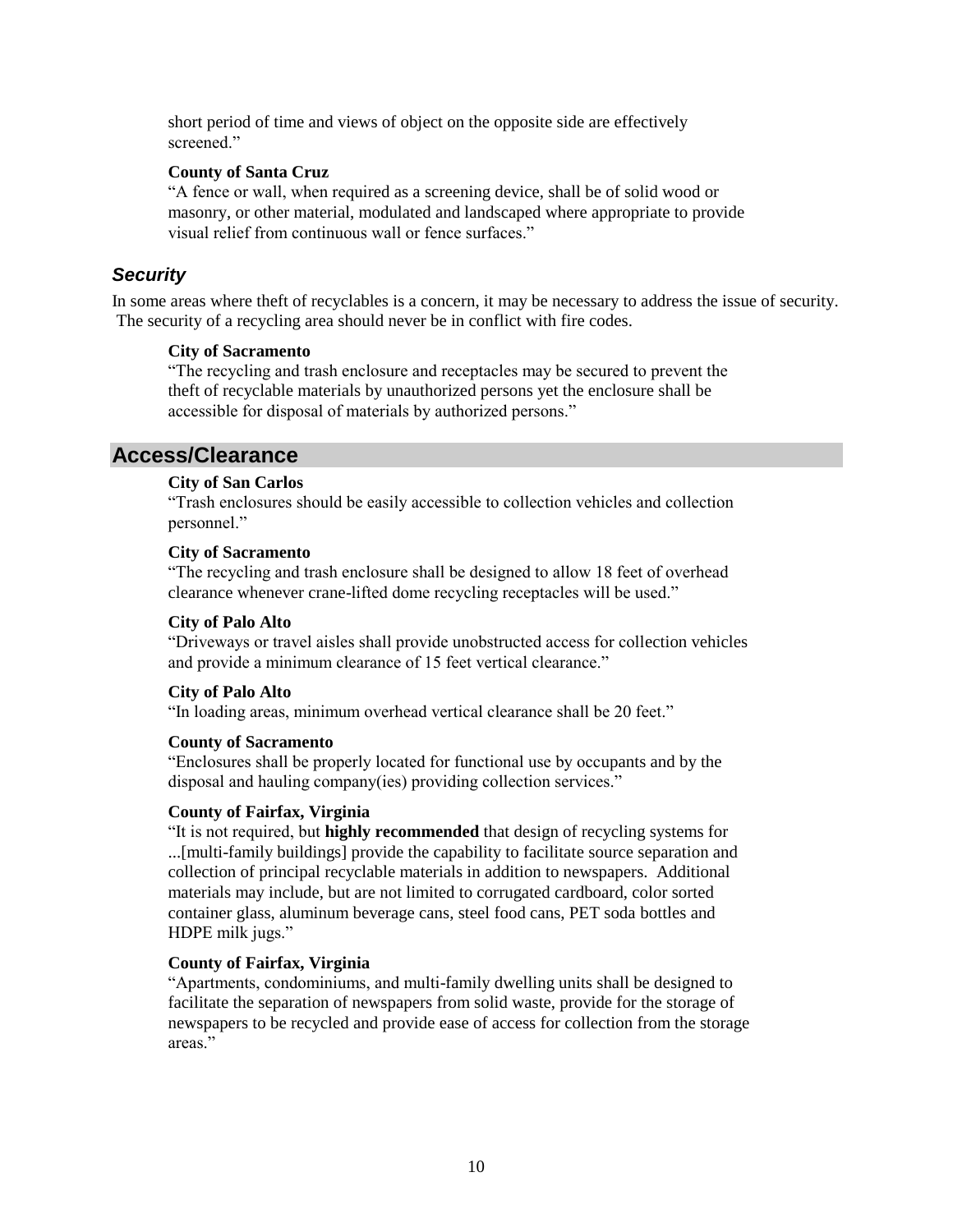short period of time and views of object on the opposite side are effectively screened."

**County of Santa Cruz**

"A fence or wall, when required as a screening device, shall be of solid wood or masonry, or other material, modulated and landscaped where appropriate to provide visual relief from continuous wall or fence surfaces."

### *Security*

In some areas where theft of recyclables is a concern, it may be necessary to address the issue of security. The security of a recycling area should never be in conflict with fire codes.

**City of Sacramento**

"The recycling and trash enclosure and receptacles may be secured to prevent the theft of recyclable materials by unauthorized persons yet the enclosure shall be accessible for disposal of materials by authorized persons."

## Access/Clearance

**City of San Carlos**

"Trash enclosures should be easily accessible to collection vehicles and collection personnel."

**City of Sacramento**

"The recycling and trash enclosure shall be designed to allow 18 feet of overhead clearance whenever crane-lifted dome recycling receptacles will be used."

**City of Palo Alto**

"Driveways or travel aisles shall provide unobstructed access for collection vehicles and provide a minimum clearance of 15 feet vertical clearance."

**City of Palo Alto**

"In loading areas, minimum overhead vertical clearance shall be 20 feet."

**County of Sacramento**

"Enclosures shall be properly located for functional use by occupants and by the disposal and hauling company(ies) providing collection services."

**County of Fairfax, Virginia**

"It is not required, but **highly recommended** that design of recycling systems for ...[multi-family buildings] provide the capability to facilitate source separation and collection of principal recyclable materials in addition to newspapers. Additional materials may include, but are not limited to corrugated cardboard, color sorted container glass, aluminum beverage cans, steel food cans, PET soda bottles and HDPE milk jugs."

**County of Fairfax, Virginia**

"Apartments, condominiums, and multi-family dwelling units shall be designed to facilitate the separation of newspapers from solid waste, provide for the storage of newspapers to be recycled and provide ease of access for collection from the storage areas."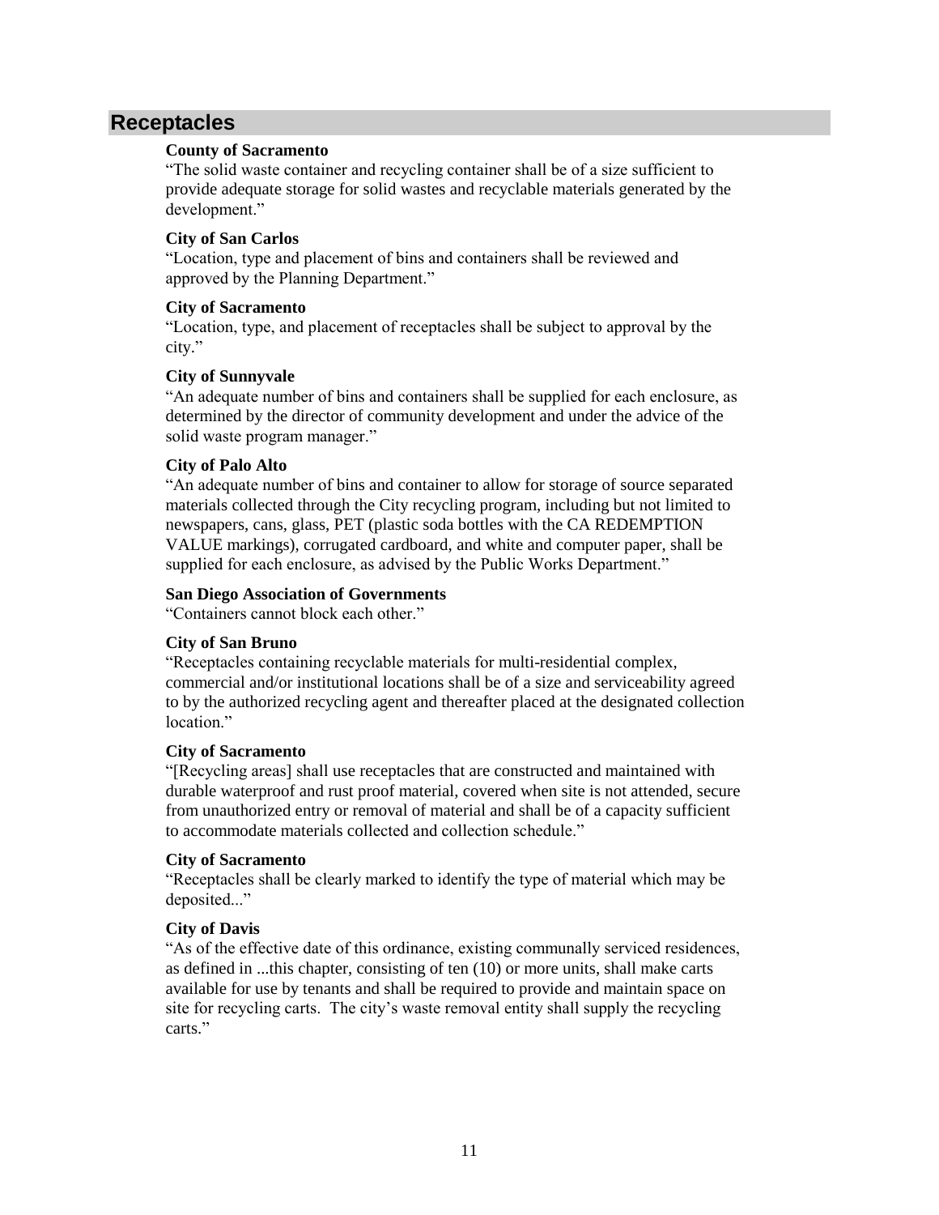## Receptacles

**County of Sacramento**

"The solid waste container and recycling container shall be of a size sufficient to provide adequate storage for solid wastes and recyclable materials generated by the development."

**City of San Carlos**

"Location, type and placement of bins and containers shall be reviewed and approved by the Planning Department."

**City of Sacramento**

"Location, type, and placement of receptacles shall be subject to approval by the city."

**City of Sunnyvale**

"An adequate number of bins and containers shall be supplied for each enclosure, as determined by the director of community development and under the advice of the solid waste program manager."

**City of Palo Alto**

"An adequate number of bins and container to allow for storage of source separated materials collected through the City recycling program, including but not limited to newspapers, cans, glass, PET (plastic soda bottles with the CA REDEMPTION VALUE markings), corrugated cardboard, and white and computer paper, shall be supplied for each enclosure, as advised by the Public Works Department."

**San Diego Association of Governments**

"Containers cannot block each other."

**City of San Bruno**

"Receptacles containing recyclable materials for multi-residential complex, commercial and/or institutional locations shall be of a size and serviceability agreed to by the authorized recycling agent and thereafter placed at the designated collection location."

**City of Sacramento**

"[Recycling areas] shall use receptacles that are constructed and maintained with durable waterproof and rust proof material, covered when site is not attended, secure from unauthorized entry or removal of material and shall be of a capacity sufficient to accommodate materials collected and collection schedule."

**City of Sacramento**

"Receptacles shall be clearly marked to identify the type of material which may be deposited..."

**City of Davis**

"As of the effective date of this ordinance, existing communally serviced residences, as defined in ...this chapter, consisting of ten (10) or more units, shall make carts available for use by tenants and shall be required to provide and maintain space on site for recycling carts. The city's waste removal entity shall supply the recycling carts."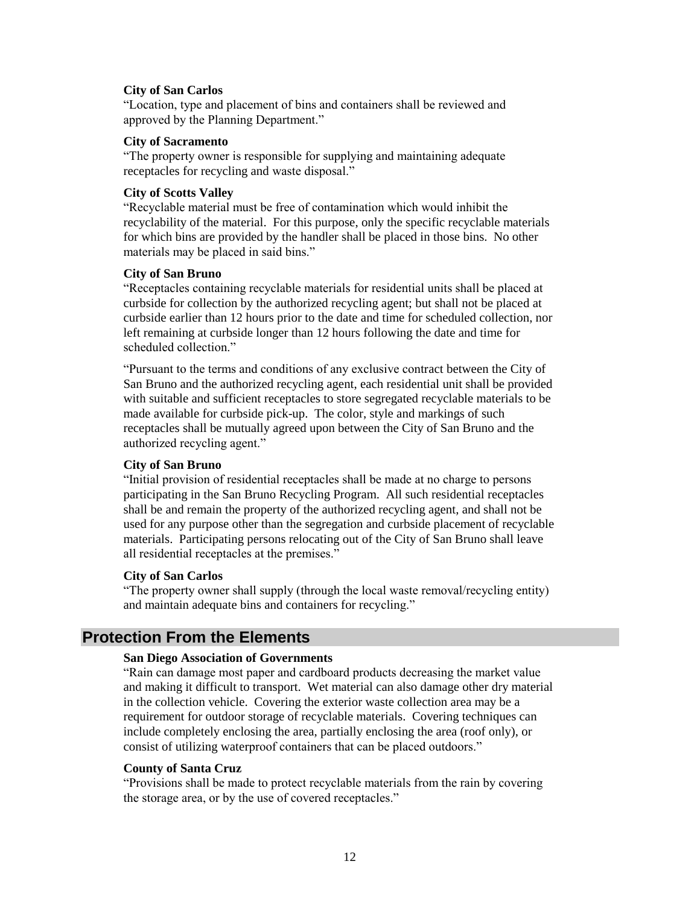**City of San Carlos**
"Location, type and placement of bins and containers shall be reviewed and approved by the Planning Department."

**City of Sacramento**
"The property owner is responsible for supplying and maintaining adequate receptacles for recycling and waste disposal."

**City of Scotts Valley**
"Recyclable material must be free of contamination which would inhibit the recyclability of the material. For this purpose, only the specific recyclable materials for which bins are provided by the handler shall be placed in those bins. No other materials may be placed in said bins."

**City of San Bruno**
"Receptacles containing recyclable materials for residential units shall be placed at curbside for collection by the authorized recycling agent; but shall not be placed at curbside earlier than 12 hours prior to the date and time for scheduled collection, nor left remaining at curbside longer than 12 hours following the date and time for scheduled collection."

"Pursuant to the terms and conditions of any exclusive contract between the City of San Bruno and the authorized recycling agent, each residential unit shall be provided with suitable and sufficient receptacles to store segregated recyclable materials to be made available for curbside pick-up. The color, style and markings of such receptacles shall be mutually agreed upon between the City of San Bruno and the authorized recycling agent."

**City of San Bruno**
"Initial provision of residential receptacles shall be made at no charge to persons participating in the San Bruno Recycling Program. All such residential receptacles shall be and remain the property of the authorized recycling agent, and shall not be used for any purpose other than the segregation and curbside placement of recyclable materials. Participating persons relocating out of the City of San Bruno shall leave all residential receptacles at the premises."

**City of San Carlos**
"The property owner shall supply (through the local waste removal/recycling entity) and maintain adequate bins and containers for recycling."

## Protection From the Elements

**San Diego Association of Governments**
"Rain can damage most paper and cardboard products decreasing the market value and making it difficult to transport. Wet material can also damage other dry material in the collection vehicle. Covering the exterior waste collection area may be a requirement for outdoor storage of recyclable materials. Covering techniques can include completely enclosing the area, partially enclosing the area (roof only), or consist of utilizing waterproof containers that can be placed outdoors."

**County of Santa Cruz**
"Provisions shall be made to protect recyclable materials from the rain by covering the storage area, or by the use of covered receptacles."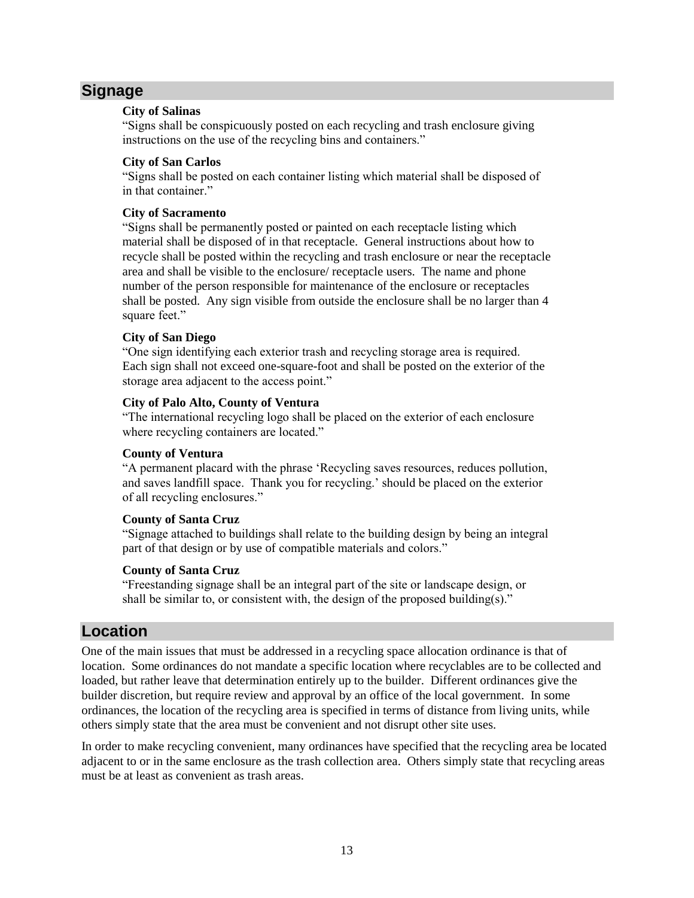## Signage

**City of Salinas**
"Signs shall be conspicuously posted on each recycling and trash enclosure giving instructions on the use of the recycling bins and containers."

**City of San Carlos**
"Signs shall be posted on each container listing which material shall be disposed of in that container."

**City of Sacramento**
"Signs shall be permanently posted or painted on each receptacle listing which material shall be disposed of in that receptacle. General instructions about how to recycle shall be posted within the recycling and trash enclosure or near the receptacle area and shall be visible to the enclosure/ receptacle users. The name and phone number of the person responsible for maintenance of the enclosure or receptacles shall be posted. Any sign visible from outside the enclosure shall be no larger than 4 square feet."

**City of San Diego**
"One sign identifying each exterior trash and recycling storage area is required. Each sign shall not exceed one-square-foot and shall be posted on the exterior of the storage area adjacent to the access point."

**City of Palo Alto, County of Ventura**
"The international recycling logo shall be placed on the exterior of each enclosure where recycling containers are located."

**County of Ventura**
"A permanent placard with the phrase 'Recycling saves resources, reduces pollution, and saves landfill space. Thank you for recycling.' should be placed on the exterior of all recycling enclosures."

**County of Santa Cruz**
"Signage attached to buildings shall relate to the building design by being an integral part of that design or by use of compatible materials and colors."

**County of Santa Cruz**
"Freestanding signage shall be an integral part of the site or landscape design, or shall be similar to, or consistent with, the design of the proposed building(s)."

## Location

One of the main issues that must be addressed in a recycling space allocation ordinance is that of location. Some ordinances do not mandate a specific location where recyclables are to be collected and loaded, but rather leave that determination entirely up to the builder. Different ordinances give the builder discretion, but require review and approval by an office of the local government. In some ordinances, the location of the recycling area is specified in terms of distance from living units, while others simply state that the area must be convenient and not disrupt other site uses.

In order to make recycling convenient, many ordinances have specified that the recycling area be located adjacent to or in the same enclosure as the trash collection area. Others simply state that recycling areas must be at least as convenient as trash areas.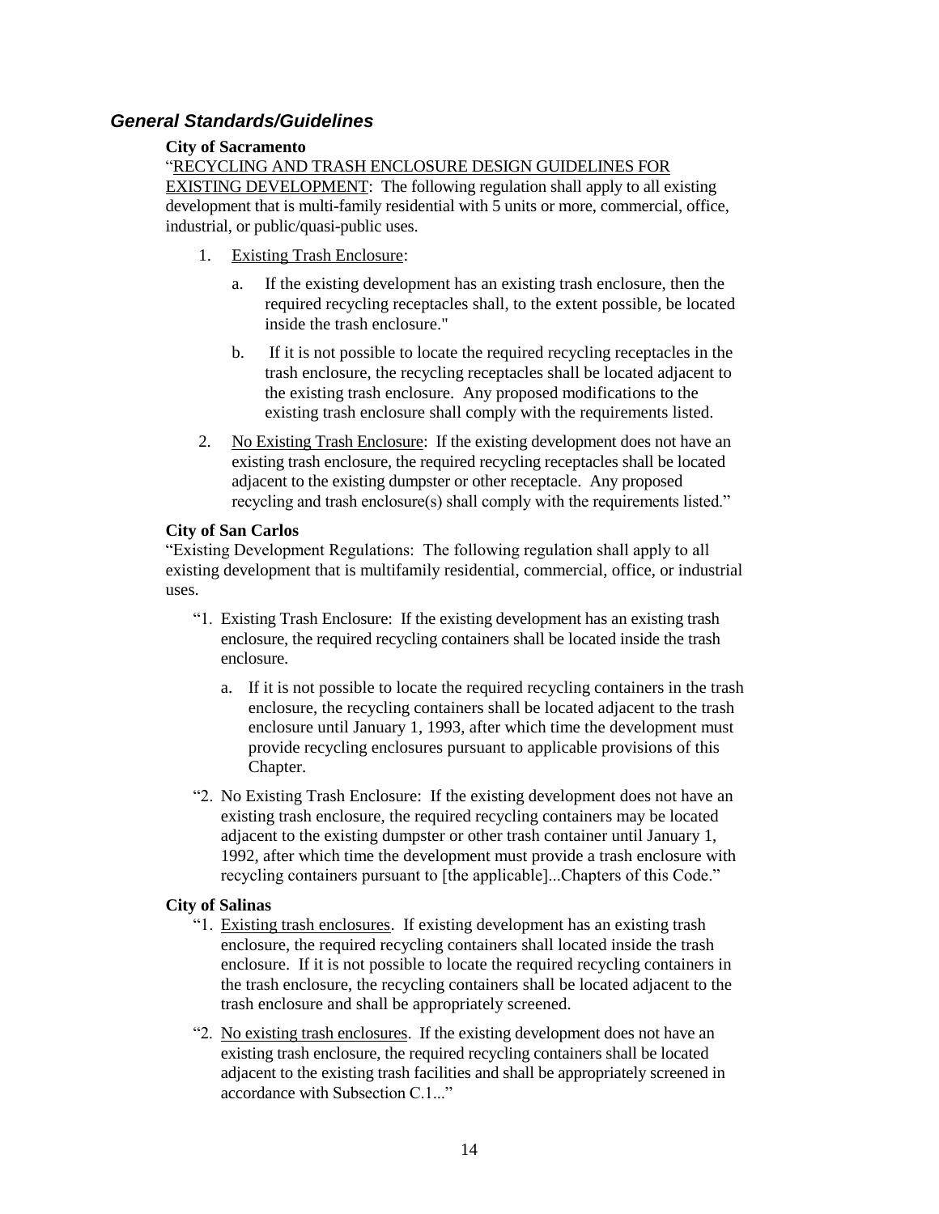## *General Standards/Guidelines*

**City of Sacramento**

"<u>RECYCLING AND TRASH ENCLOSURE DESIGN GUIDELINES FOR EXISTING DEVELOPMENT</u>: The following regulation shall apply to all existing development that is multi-family residential with 5 units or more, commercial, office, industrial, or public/quasi-public uses.

1. <u>Existing Trash Enclosure</u>:
   a. If the existing development has an existing trash enclosure, then the required recycling receptacles shall, to the extent possible, be located inside the trash enclosure."
   b. If it is not possible to locate the required recycling receptacles in the trash enclosure, the recycling receptacles shall be located adjacent to the existing trash enclosure. Any proposed modifications to the existing trash enclosure shall comply with the requirements listed.
2. <u>No Existing Trash Enclosure</u>: If the existing development does not have an existing trash enclosure, the required recycling receptacles shall be located adjacent to the existing dumpster or other receptacle. Any proposed recycling and trash enclosure(s) shall comply with the requirements listed."

**City of San Carlos**

"Existing Development Regulations: The following regulation shall apply to all existing development that is multifamily residential, commercial, office, or industrial uses.

"1. Existing Trash Enclosure: If the existing development has an existing trash enclosure, the required recycling containers shall be located inside the trash enclosure.
   a. If it is not possible to locate the required recycling containers in the trash enclosure, the recycling containers shall be located adjacent to the trash enclosure until January 1, 1993, after which time the development must provide recycling enclosures pursuant to applicable provisions of this Chapter.

"2. No Existing Trash Enclosure: If the existing development does not have an existing trash enclosure, the required recycling containers may be located adjacent to the existing dumpster or other trash container until January 1, 1992, after which time the development must provide a trash enclosure with recycling containers pursuant to [the applicable]...Chapters of this Code."

**City of Salinas**

"1. <u>Existing trash enclosures</u>. If existing development has an existing trash enclosure, the required recycling containers shall located inside the trash enclosure. If it is not possible to locate the required recycling containers in the trash enclosure, the recycling containers shall be located adjacent to the trash enclosure and shall be appropriately screened.

"2. <u>No existing trash enclosures</u>. If the existing development does not have an existing trash enclosure, the required recycling containers shall be located adjacent to the existing trash facilities and shall be appropriately screened in accordance with Subsection C.1..."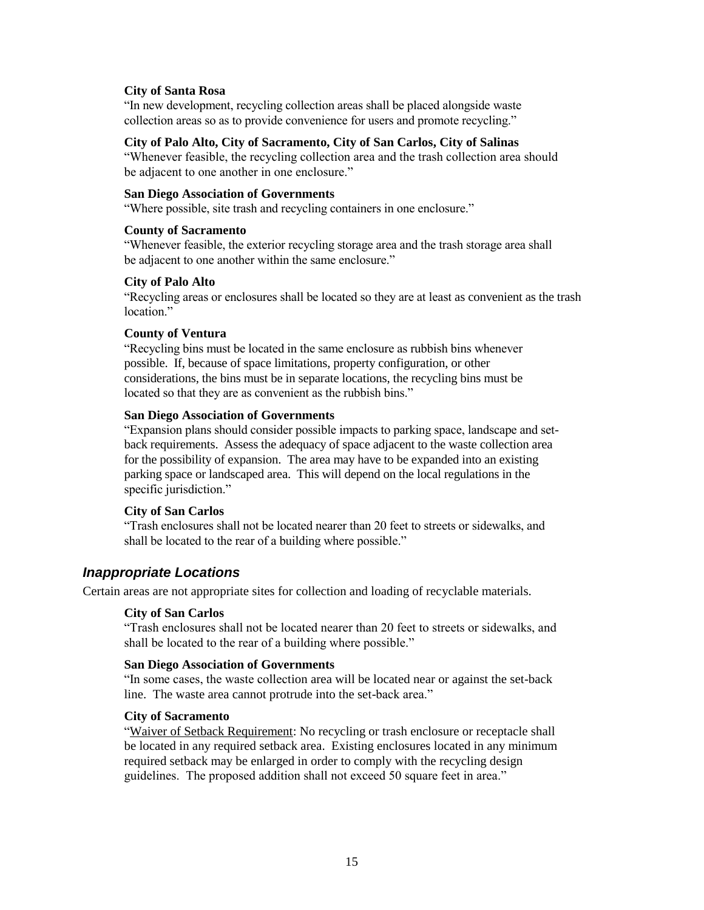**City of Santa Rosa**

"In new development, recycling collection areas shall be placed alongside waste collection areas so as to provide convenience for users and promote recycling."

**City of Palo Alto, City of Sacramento, City of San Carlos, City of Salinas**

"Whenever feasible, the recycling collection area and the trash collection area should be adjacent to one another in one enclosure."

**San Diego Association of Governments**

"Where possible, site trash and recycling containers in one enclosure."

**County of Sacramento**

"Whenever feasible, the exterior recycling storage area and the trash storage area shall be adjacent to one another within the same enclosure."

**City of Palo Alto**

"Recycling areas or enclosures shall be located so they are at least as convenient as the trash location."

**County of Ventura**

"Recycling bins must be located in the same enclosure as rubbish bins whenever possible. If, because of space limitations, property configuration, or other considerations, the bins must be in separate locations, the recycling bins must be located so that they are as convenient as the rubbish bins."

**San Diego Association of Governments**

"Expansion plans should consider possible impacts to parking space, landscape and set-back requirements. Assess the adequacy of space adjacent to the waste collection area for the possibility of expansion. The area may have to be expanded into an existing parking space or landscaped area. This will depend on the local regulations in the specific jurisdiction."

**City of San Carlos**

"Trash enclosures shall not be located nearer than 20 feet to streets or sidewalks, and shall be located to the rear of a building where possible."

### *Inappropriate Locations*

Certain areas are not appropriate sites for collection and loading of recyclable materials.

**City of San Carlos**

"Trash enclosures shall not be located nearer than 20 feet to streets or sidewalks, and shall be located to the rear of a building where possible."

**San Diego Association of Governments**

"In some cases, the waste collection area will be located near or against the set-back line. The waste area cannot protrude into the set-back area."

**City of Sacramento**

"Waiver of Setback Requirement: No recycling or trash enclosure or receptacle shall be located in any required setback area. Existing enclosures located in any minimum required setback may be enlarged in order to comply with the recycling design guidelines. The proposed addition shall not exceed 50 square feet in area."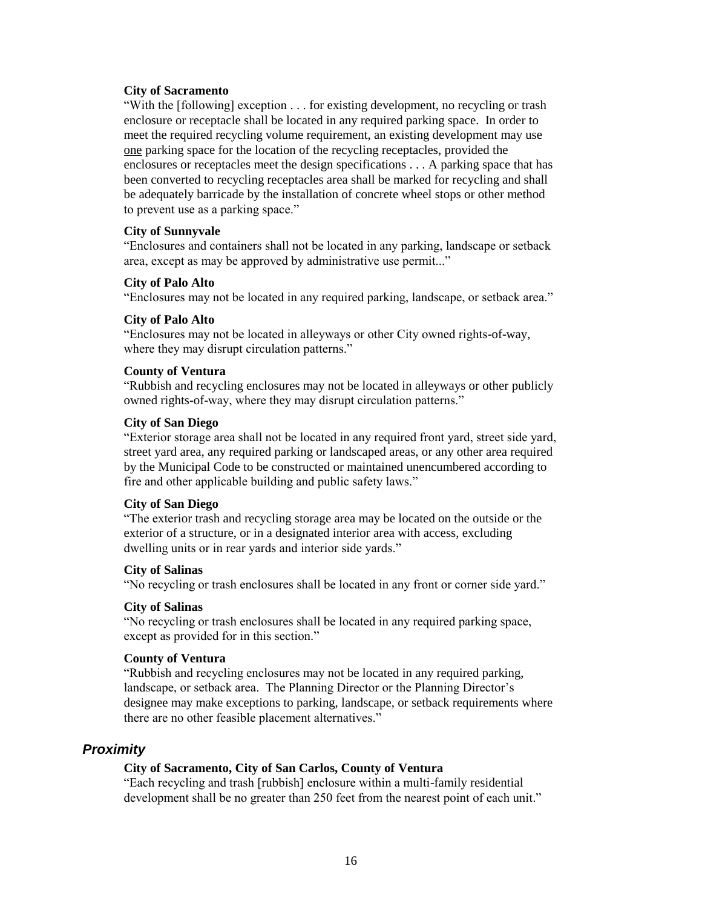**City of Sacramento**

"With the [following] exception . . . for existing development, no recycling or trash enclosure or receptacle shall be located in any required parking space. In order to meet the required recycling volume requirement, an existing development may use one parking space for the location of the recycling receptacles, provided the enclosures or receptacles meet the design specifications . . . A parking space that has been converted to recycling receptacles area shall be marked for recycling and shall be adequately barricade by the installation of concrete wheel stops or other method to prevent use as a parking space."

**City of Sunnyvale**

"Enclosures and containers shall not be located in any parking, landscape or setback area, except as may be approved by administrative use permit..."

**City of Palo Alto**

"Enclosures may not be located in any required parking, landscape, or setback area."

**City of Palo Alto**

"Enclosures may not be located in alleyways or other City owned rights-of-way, where they may disrupt circulation patterns."

**County of Ventura**

"Rubbish and recycling enclosures may not be located in alleyways or other publicly owned rights-of-way, where they may disrupt circulation patterns."

**City of San Diego**

"Exterior storage area shall not be located in any required front yard, street side yard, street yard area, any required parking or landscaped areas, or any other area required by the Municipal Code to be constructed or maintained unencumbered according to fire and other applicable building and public safety laws."

**City of San Diego**

"The exterior trash and recycling storage area may be located on the outside or the exterior of a structure, or in a designated interior area with access, excluding dwelling units or in rear yards and interior side yards."

**City of Salinas**

"No recycling or trash enclosures shall be located in any front or corner side yard."

**City of Salinas**

"No recycling or trash enclosures shall be located in any required parking space, except as provided for in this section."

**County of Ventura**

"Rubbish and recycling enclosures may not be located in any required parking, landscape, or setback area. The Planning Director or the Planning Director's designee may make exceptions to parking, landscape, or setback requirements where there are no other feasible placement alternatives."

### *Proximity*

**City of Sacramento, City of San Carlos, County of Ventura**

"Each recycling and trash [rubbish] enclosure within a multi-family residential development shall be no greater than 250 feet from the nearest point of each unit."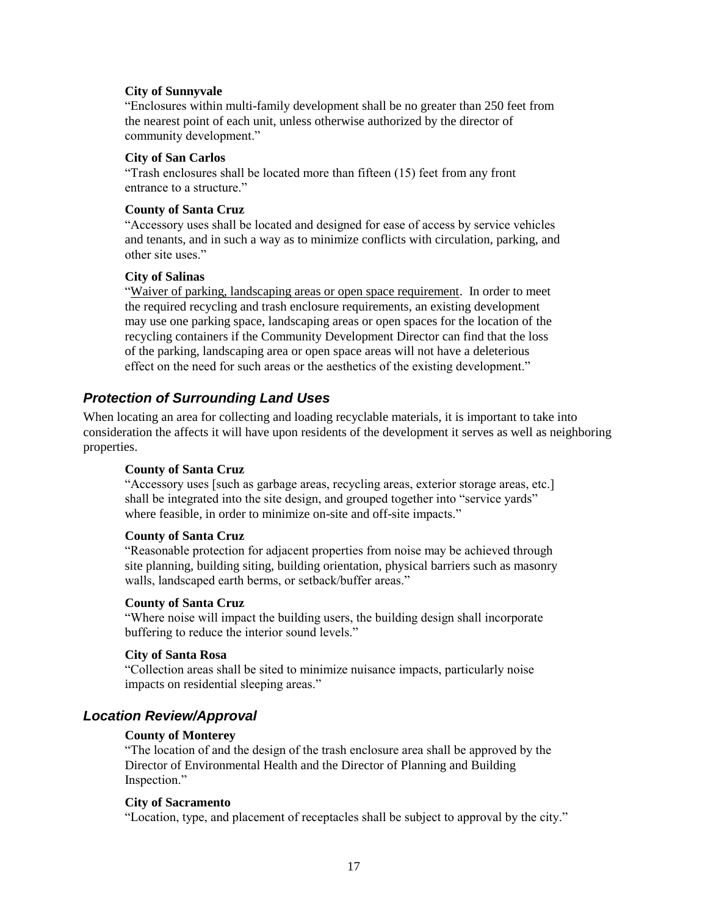**City of Sunnyvale**

"Enclosures within multi-family development shall be no greater than 250 feet from the nearest point of each unit, unless otherwise authorized by the director of community development."

**City of San Carlos**

"Trash enclosures shall be located more than fifteen (15) feet from any front entrance to a structure."

**County of Santa Cruz**

"Accessory uses shall be located and designed for ease of access by service vehicles and tenants, and in such a way as to minimize conflicts with circulation, parking, and other site uses."

**City of Salinas**

"<u>Waiver of parking, landscaping areas or open space requirement</u>. In order to meet the required recycling and trash enclosure requirements, an existing development may use one parking space, landscaping areas or open spaces for the location of the recycling containers if the Community Development Director can find that the loss of the parking, landscaping area or open space areas will not have a deleterious effect on the need for such areas or the aesthetics of the existing development."

## *Protection of Surrounding Land Uses*

When locating an area for collecting and loading recyclable materials, it is important to take into consideration the affects it will have upon residents of the development it serves as well as neighboring properties.

**County of Santa Cruz**

"Accessory uses [such as garbage areas, recycling areas, exterior storage areas, etc.] shall be integrated into the site design, and grouped together into "service yards" where feasible, in order to minimize on-site and off-site impacts."

**County of Santa Cruz**

"Reasonable protection for adjacent properties from noise may be achieved through site planning, building siting, building orientation, physical barriers such as masonry walls, landscaped earth berms, or setback/buffer areas."

**County of Santa Cruz**

"Where noise will impact the building users, the building design shall incorporate buffering to reduce the interior sound levels."

**City of Santa Rosa**

"Collection areas shall be sited to minimize nuisance impacts, particularly noise impacts on residential sleeping areas."

## *Location Review/Approval*

**County of Monterey**

"The location of and the design of the trash enclosure area shall be approved by the Director of Environmental Health and the Director of Planning and Building Inspection."

**City of Sacramento**

"Location, type, and placement of receptacles shall be subject to approval by the city."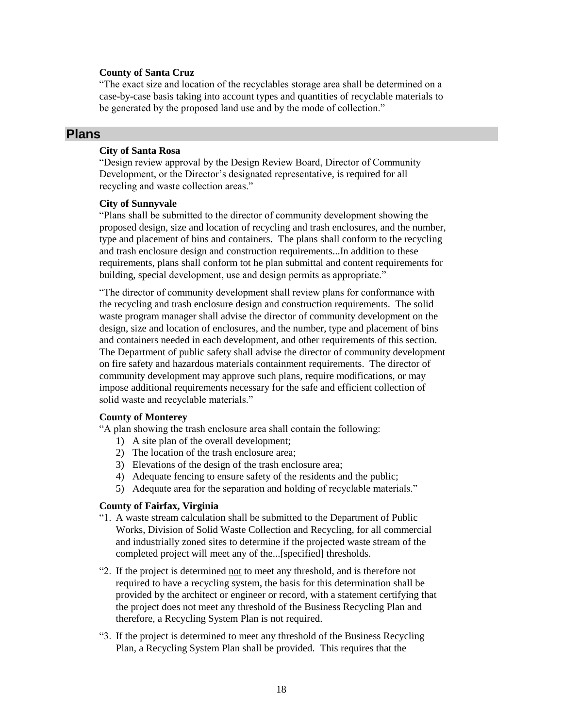**County of Santa Cruz**

"The exact size and location of the recyclables storage area shall be determined on a case-by-case basis taking into account types and quantities of recyclable materials to be generated by the proposed land use and by the mode of collection."

## Plans

**City of Santa Rosa**

"Design review approval by the Design Review Board, Director of Community Development, or the Director's designated representative, is required for all recycling and waste collection areas."

**City of Sunnyvale**

"Plans shall be submitted to the director of community development showing the proposed design, size and location of recycling and trash enclosures, and the number, type and placement of bins and containers. The plans shall conform to the recycling and trash enclosure design and construction requirements...In addition to these requirements, plans shall conform tot he plan submittal and content requirements for building, special development, use and design permits as appropriate."

"The director of community development shall review plans for conformance with the recycling and trash enclosure design and construction requirements. The solid waste program manager shall advise the director of community development on the design, size and location of enclosures, and the number, type and placement of bins and containers needed in each development, and other requirements of this section. The Department of public safety shall advise the director of community development on fire safety and hazardous materials containment requirements. The director of community development may approve such plans, require modifications, or may impose additional requirements necessary for the safe and efficient collection of solid waste and recyclable materials."

**County of Monterey**

"A plan showing the trash enclosure area shall contain the following:

1) A site plan of the overall development;
2) The location of the trash enclosure area;
3) Elevations of the design of the trash enclosure area;
4) Adequate fencing to ensure safety of the residents and the public;
5) Adequate area for the separation and holding of recyclable materials."

**County of Fairfax, Virginia**

"1. A waste stream calculation shall be submitted to the Department of Public Works, Division of Solid Waste Collection and Recycling, for all commercial and industrially zoned sites to determine if the projected waste stream of the completed project will meet any of the...[specified] thresholds.

"2. If the project is determined not to meet any threshold, and is therefore not required to have a recycling system, the basis for this determination shall be provided by the architect or engineer or record, with a statement certifying that the project does not meet any threshold of the Business Recycling Plan and therefore, a Recycling System Plan is not required.

"3. If the project is determined to meet any threshold of the Business Recycling Plan, a Recycling System Plan shall be provided. This requires that the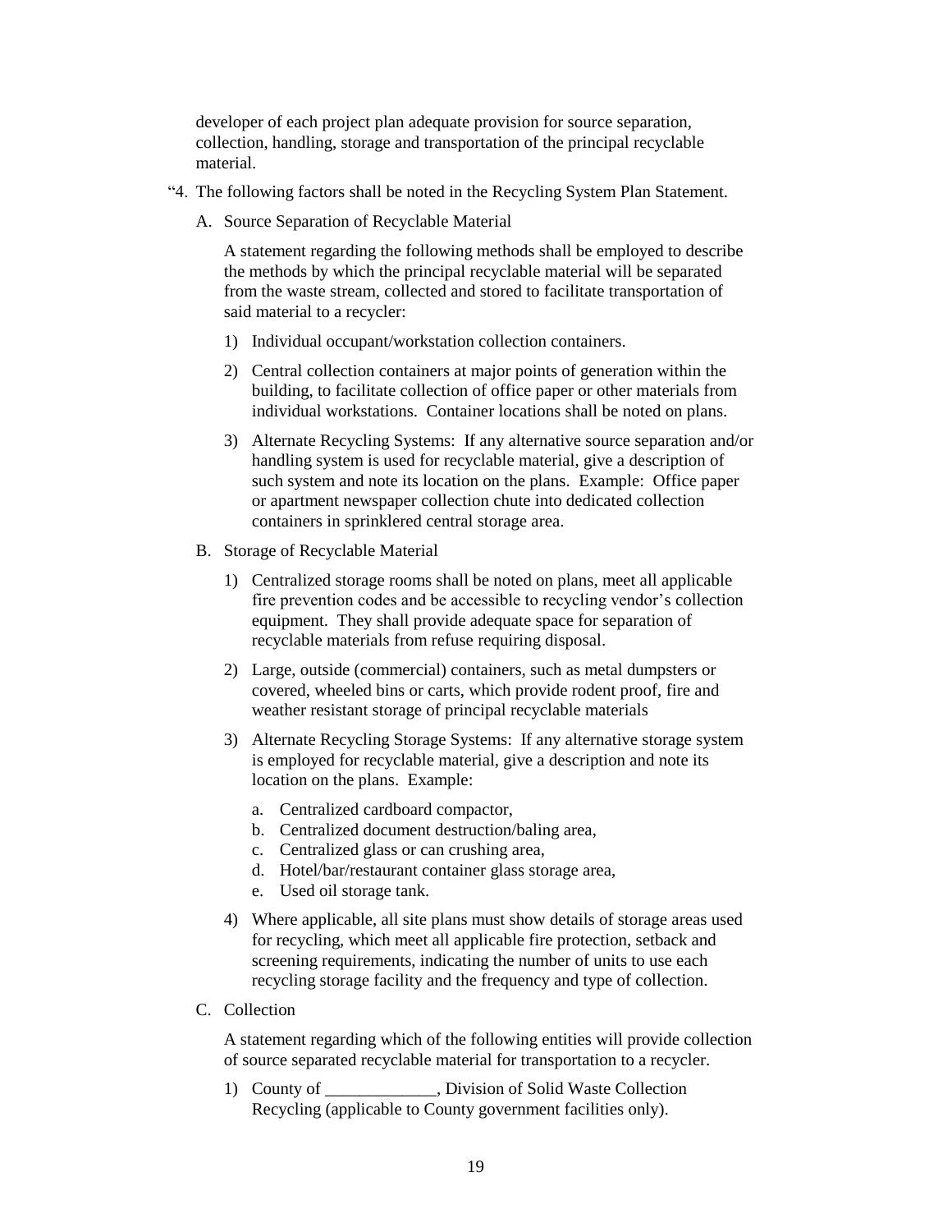developer of each project plan adequate provision for source separation, collection, handling, storage and transportation of the principal recyclable material.

"4. The following factors shall be noted in the Recycling System Plan Statement.

A. Source Separation of Recyclable Material

A statement regarding the following methods shall be employed to describe the methods by which the principal recyclable material will be separated from the waste stream, collected and stored to facilitate transportation of said material to a recycler:

1) Individual occupant/workstation collection containers.

2) Central collection containers at major points of generation within the building, to facilitate collection of office paper or other materials from individual workstations. Container locations shall be noted on plans.

3) Alternate Recycling Systems: If any alternative source separation and/or handling system is used for recyclable material, give a description of such system and note its location on the plans. Example: Office paper or apartment newspaper collection chute into dedicated collection containers in sprinklered central storage area.

B. Storage of Recyclable Material

1) Centralized storage rooms shall be noted on plans, meet all applicable fire prevention codes and be accessible to recycling vendor's collection equipment. They shall provide adequate space for separation of recyclable materials from refuse requiring disposal.

2) Large, outside (commercial) containers, such as metal dumpsters or covered, wheeled bins or carts, which provide rodent proof, fire and weather resistant storage of principal recyclable materials

3) Alternate Recycling Storage Systems: If any alternative storage system is employed for recyclable material, give a description and note its location on the plans. Example:

   a. Centralized cardboard compactor,
   b. Centralized document destruction/baling area,
   c. Centralized glass or can crushing area,
   d. Hotel/bar/restaurant container glass storage area,
   e. Used oil storage tank.

4) Where applicable, all site plans must show details of storage areas used for recycling, which meet all applicable fire protection, setback and screening requirements, indicating the number of units to use each recycling storage facility and the frequency and type of collection.

C. Collection

A statement regarding which of the following entities will provide collection of source separated recyclable material for transportation to a recycler.

1) County of _____________, Division of Solid Waste Collection Recycling (applicable to County government facilities only).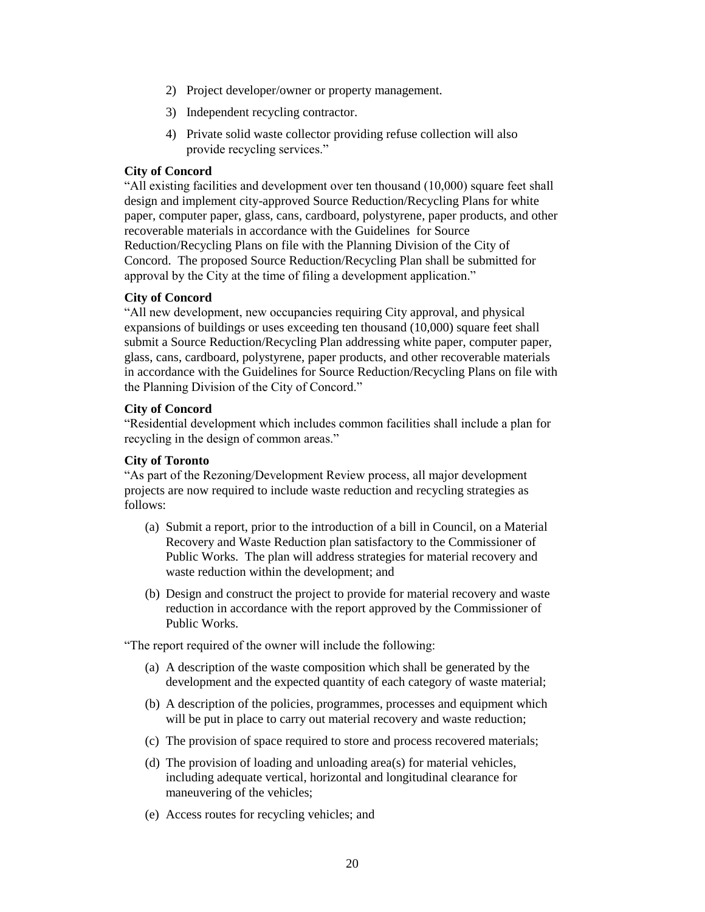2) Project developer/owner or property management.

3) Independent recycling contractor.

4) Private solid waste collector providing refuse collection will also provide recycling services."

**City of Concord**
"All existing facilities and development over ten thousand (10,000) square feet shall design and implement city-approved Source Reduction/Recycling Plans for white paper, computer paper, glass, cans, cardboard, polystyrene, paper products, and other recoverable materials in accordance with the Guidelines for Source Reduction/Recycling Plans on file with the Planning Division of the City of Concord. The proposed Source Reduction/Recycling Plan shall be submitted for approval by the City at the time of filing a development application."

**City of Concord**
"All new development, new occupancies requiring City approval, and physical expansions of buildings or uses exceeding ten thousand (10,000) square feet shall submit a Source Reduction/Recycling Plan addressing white paper, computer paper, glass, cans, cardboard, polystyrene, paper products, and other recoverable materials in accordance with the Guidelines for Source Reduction/Recycling Plans on file with the Planning Division of the City of Concord."

**City of Concord**
"Residential development which includes common facilities shall include a plan for recycling in the design of common areas."

**City of Toronto**
"As part of the Rezoning/Development Review process, all major development projects are now required to include waste reduction and recycling strategies as follows:

(a) Submit a report, prior to the introduction of a bill in Council, on a Material Recovery and Waste Reduction plan satisfactory to the Commissioner of Public Works. The plan will address strategies for material recovery and waste reduction within the development; and

(b) Design and construct the project to provide for material recovery and waste reduction in accordance with the report approved by the Commissioner of Public Works.

"The report required of the owner will include the following:

(a) A description of the waste composition which shall be generated by the development and the expected quantity of each category of waste material;

(b) A description of the policies, programmes, processes and equipment which will be put in place to carry out material recovery and waste reduction;

(c) The provision of space required to store and process recovered materials;

(d) The provision of loading and unloading area(s) for material vehicles, including adequate vertical, horizontal and longitudinal clearance for maneuvering of the vehicles;

(e) Access routes for recycling vehicles; and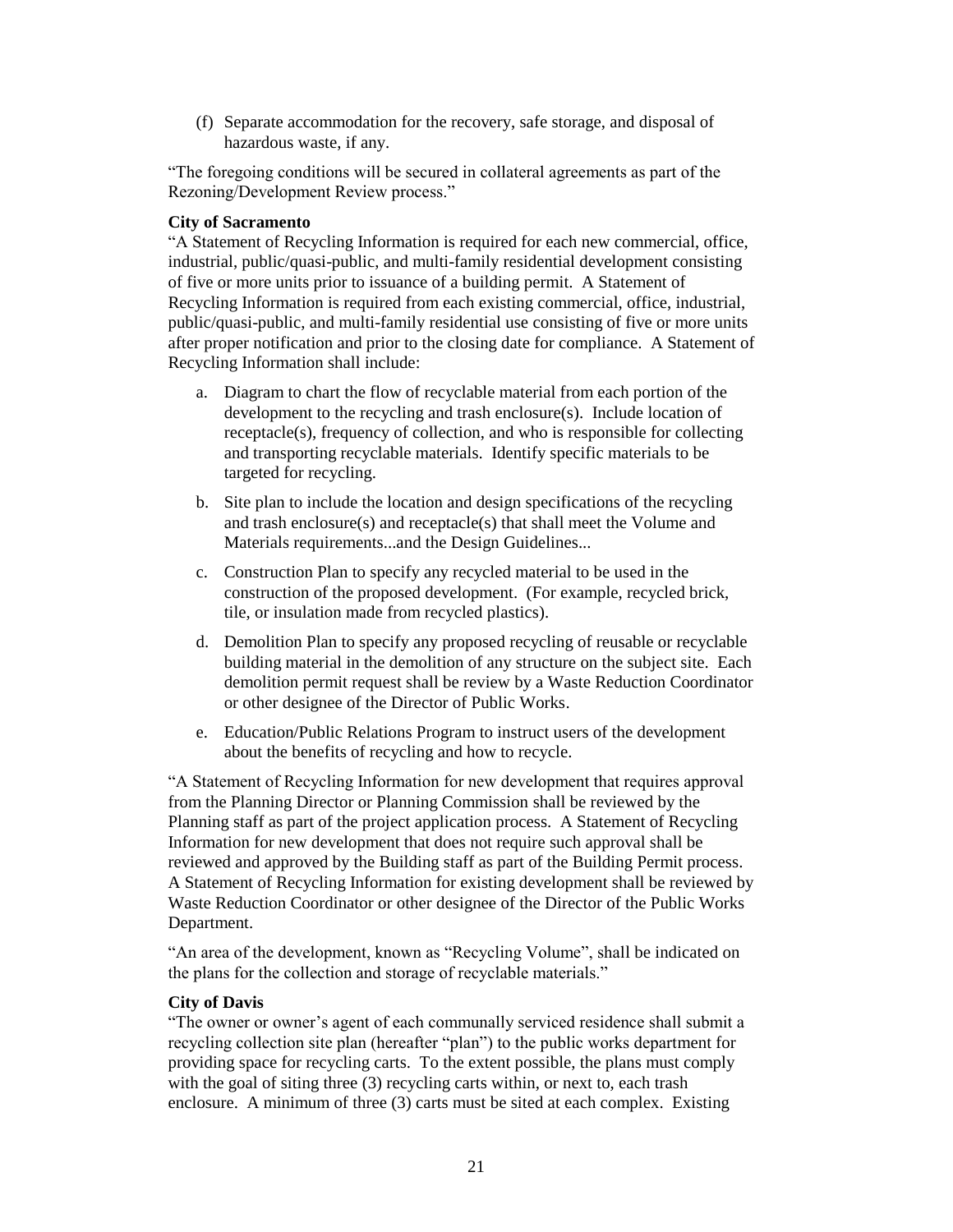(f) Separate accommodation for the recovery, safe storage, and disposal of hazardous waste, if any.

"The foregoing conditions will be secured in collateral agreements as part of the Rezoning/Development Review process."

**City of Sacramento**

"A Statement of Recycling Information is required for each new commercial, office, industrial, public/quasi-public, and multi-family residential development consisting of five or more units prior to issuance of a building permit. A Statement of Recycling Information is required from each existing commercial, office, industrial, public/quasi-public, and multi-family residential use consisting of five or more units after proper notification and prior to the closing date for compliance. A Statement of Recycling Information shall include:

a. Diagram to chart the flow of recyclable material from each portion of the development to the recycling and trash enclosure(s). Include location of receptacle(s), frequency of collection, and who is responsible for collecting and transporting recyclable materials. Identify specific materials to be targeted for recycling.

b. Site plan to include the location and design specifications of the recycling and trash enclosure(s) and receptacle(s) that shall meet the Volume and Materials requirements...and the Design Guidelines...

c. Construction Plan to specify any recycled material to be used in the construction of the proposed development. (For example, recycled brick, tile, or insulation made from recycled plastics).

d. Demolition Plan to specify any proposed recycling of reusable or recyclable building material in the demolition of any structure on the subject site. Each demolition permit request shall be review by a Waste Reduction Coordinator or other designee of the Director of Public Works.

e. Education/Public Relations Program to instruct users of the development about the benefits of recycling and how to recycle.

"A Statement of Recycling Information for new development that requires approval from the Planning Director or Planning Commission shall be reviewed by the Planning staff as part of the project application process. A Statement of Recycling Information for new development that does not require such approval shall be reviewed and approved by the Building staff as part of the Building Permit process. A Statement of Recycling Information for existing development shall be reviewed by Waste Reduction Coordinator or other designee of the Director of the Public Works Department.

"An area of the development, known as "Recycling Volume", shall be indicated on the plans for the collection and storage of recyclable materials."

**City of Davis**

"The owner or owner's agent of each communally serviced residence shall submit a recycling collection site plan (hereafter "plan") to the public works department for providing space for recycling carts. To the extent possible, the plans must comply with the goal of siting three (3) recycling carts within, or next to, each trash enclosure. A minimum of three (3) carts must be sited at each complex. Existing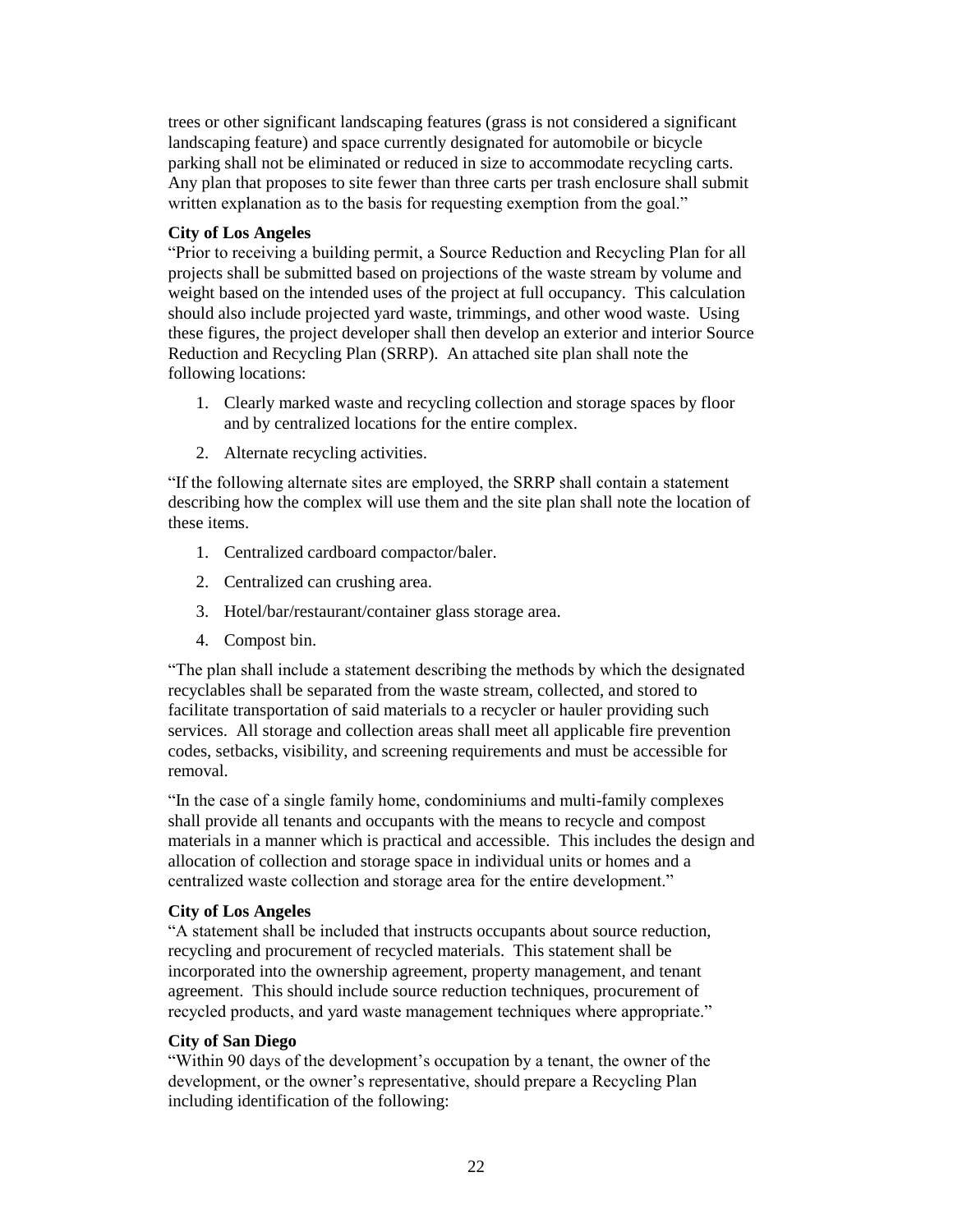trees or other significant landscaping features (grass is not considered a significant landscaping feature) and space currently designated for automobile or bicycle parking shall not be eliminated or reduced in size to accommodate recycling carts. Any plan that proposes to site fewer than three carts per trash enclosure shall submit written explanation as to the basis for requesting exemption from the goal."

**City of Los Angeles**

"Prior to receiving a building permit, a Source Reduction and Recycling Plan for all projects shall be submitted based on projections of the waste stream by volume and weight based on the intended uses of the project at full occupancy. This calculation should also include projected yard waste, trimmings, and other wood waste. Using these figures, the project developer shall then develop an exterior and interior Source Reduction and Recycling Plan (SRRP). An attached site plan shall note the following locations:

1. Clearly marked waste and recycling collection and storage spaces by floor and by centralized locations for the entire complex.
2. Alternate recycling activities.

"If the following alternate sites are employed, the SRRP shall contain a statement describing how the complex will use them and the site plan shall note the location of these items.

1. Centralized cardboard compactor/baler.
2. Centralized can crushing area.
3. Hotel/bar/restaurant/container glass storage area.
4. Compost bin.

"The plan shall include a statement describing the methods by which the designated recyclables shall be separated from the waste stream, collected, and stored to facilitate transportation of said materials to a recycler or hauler providing such services. All storage and collection areas shall meet all applicable fire prevention codes, setbacks, visibility, and screening requirements and must be accessible for removal.

"In the case of a single family home, condominiums and multi-family complexes shall provide all tenants and occupants with the means to recycle and compost materials in a manner which is practical and accessible. This includes the design and allocation of collection and storage space in individual units or homes and a centralized waste collection and storage area for the entire development."

**City of Los Angeles**

"A statement shall be included that instructs occupants about source reduction, recycling and procurement of recycled materials. This statement shall be incorporated into the ownership agreement, property management, and tenant agreement. This should include source reduction techniques, procurement of recycled products, and yard waste management techniques where appropriate."

**City of San Diego**

"Within 90 days of the development's occupation by a tenant, the owner of the development, or the owner's representative, should prepare a Recycling Plan including identification of the following: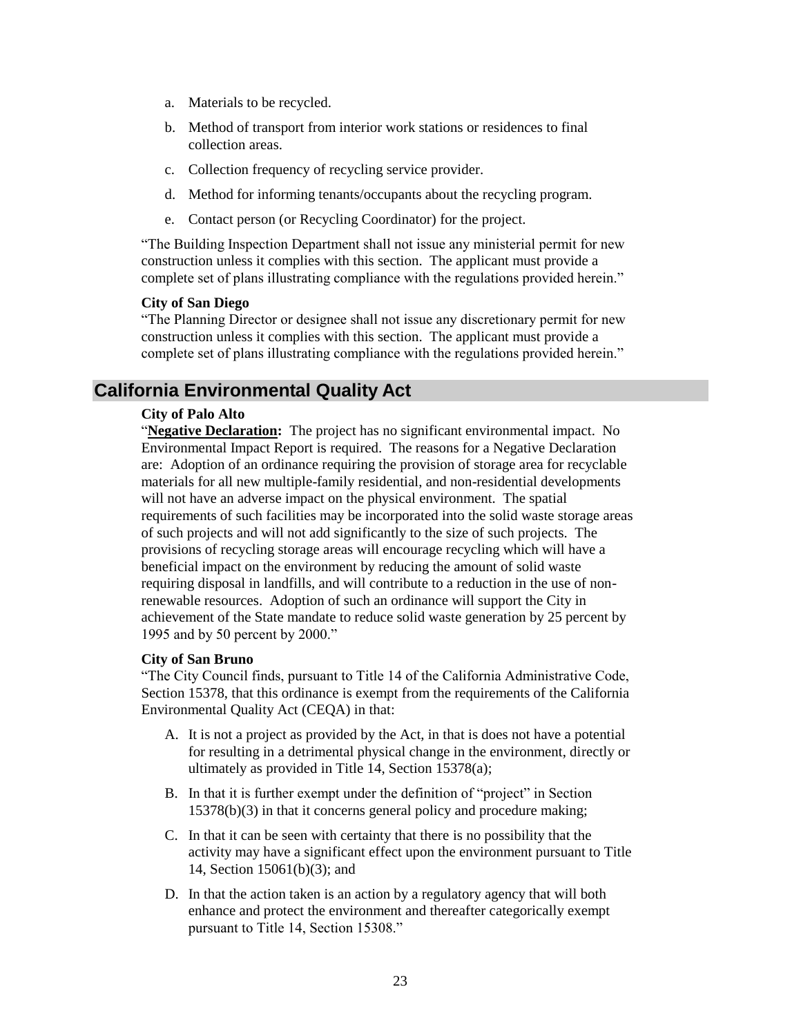a. Materials to be recycled.

b. Method of transport from interior work stations or residences to final collection areas.

c. Collection frequency of recycling service provider.

d. Method for informing tenants/occupants about the recycling program.

e. Contact person (or Recycling Coordinator) for the project.

"The Building Inspection Department shall not issue any ministerial permit for new construction unless it complies with this section. The applicant must provide a complete set of plans illustrating compliance with the regulations provided herein."

**City of San Diego**

"The Planning Director or designee shall not issue any discretionary permit for new construction unless it complies with this section. The applicant must provide a complete set of plans illustrating compliance with the regulations provided herein."

## California Environmental Quality Act

**City of Palo Alto**

"**Negative Declaration:** The project has no significant environmental impact. No Environmental Impact Report is required. The reasons for a Negative Declaration are: Adoption of an ordinance requiring the provision of storage area for recyclable materials for all new multiple-family residential, and non-residential developments will not have an adverse impact on the physical environment. The spatial requirements of such facilities may be incorporated into the solid waste storage areas of such projects and will not add significantly to the size of such projects. The provisions of recycling storage areas will encourage recycling which will have a beneficial impact on the environment by reducing the amount of solid waste requiring disposal in landfills, and will contribute to a reduction in the use of non-renewable resources. Adoption of such an ordinance will support the City in achievement of the State mandate to reduce solid waste generation by 25 percent by 1995 and by 50 percent by 2000."

**City of San Bruno**

"The City Council finds, pursuant to Title 14 of the California Administrative Code, Section 15378, that this ordinance is exempt from the requirements of the California Environmental Quality Act (CEQA) in that:

A. It is not a project as provided by the Act, in that is does not have a potential for resulting in a detrimental physical change in the environment, directly or ultimately as provided in Title 14, Section 15378(a);

B. In that it is further exempt under the definition of "project" in Section 15378(b)(3) in that it concerns general policy and procedure making;

C. In that it can be seen with certainty that there is no possibility that the activity may have a significant effect upon the environment pursuant to Title 14, Section 15061(b)(3); and

D. In that the action taken is an action by a regulatory agency that will both enhance and protect the environment and thereafter categorically exempt pursuant to Title 14, Section 15308."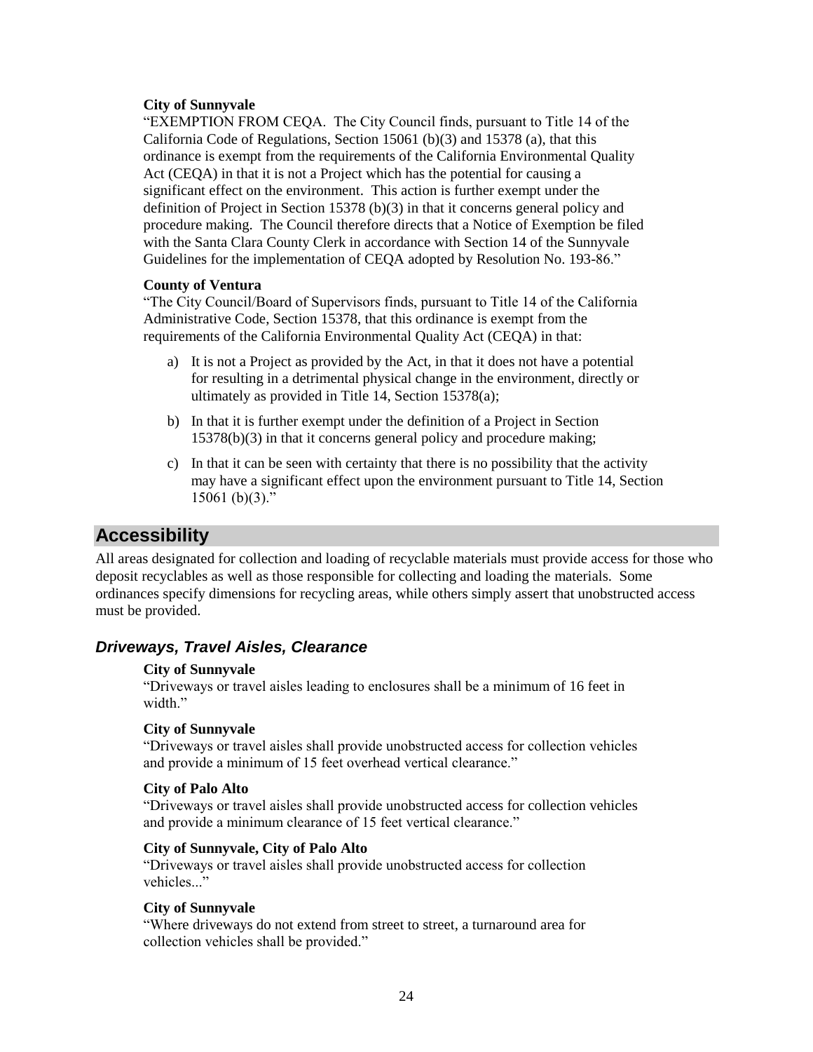**City of Sunnyvale**

"EXEMPTION FROM CEQA. The City Council finds, pursuant to Title 14 of the California Code of Regulations, Section 15061 (b)(3) and 15378 (a), that this ordinance is exempt from the requirements of the California Environmental Quality Act (CEQA) in that it is not a Project which has the potential for causing a significant effect on the environment. This action is further exempt under the definition of Project in Section 15378 (b)(3) in that it concerns general policy and procedure making. The Council therefore directs that a Notice of Exemption be filed with the Santa Clara County Clerk in accordance with Section 14 of the Sunnyvale Guidelines for the implementation of CEQA adopted by Resolution No. 193-86."

**County of Ventura**

"The City Council/Board of Supervisors finds, pursuant to Title 14 of the California Administrative Code, Section 15378, that this ordinance is exempt from the requirements of the California Environmental Quality Act (CEQA) in that:

a) It is not a Project as provided by the Act, in that it does not have a potential for resulting in a detrimental physical change in the environment, directly or ultimately as provided in Title 14, Section 15378(a);

b) In that it is further exempt under the definition of a Project in Section 15378(b)(3) in that it concerns general policy and procedure making;

c) In that it can be seen with certainty that there is no possibility that the activity may have a significant effect upon the environment pursuant to Title 14, Section 15061 (b)(3)."

## Accessibility

All areas designated for collection and loading of recyclable materials must provide access for those who deposit recyclables as well as those responsible for collecting and loading the materials. Some ordinances specify dimensions for recycling areas, while others simply assert that unobstructed access must be provided.

### *Driveways, Travel Aisles, Clearance*

**City of Sunnyvale**

"Driveways or travel aisles leading to enclosures shall be a minimum of 16 feet in width."

**City of Sunnyvale**

"Driveways or travel aisles shall provide unobstructed access for collection vehicles and provide a minimum of 15 feet overhead vertical clearance."

**City of Palo Alto**

"Driveways or travel aisles shall provide unobstructed access for collection vehicles and provide a minimum clearance of 15 feet vertical clearance."

**City of Sunnyvale, City of Palo Alto**

"Driveways or travel aisles shall provide unobstructed access for collection vehicles..."

**City of Sunnyvale**

"Where driveways do not extend from street to street, a turnaround area for collection vehicles shall be provided."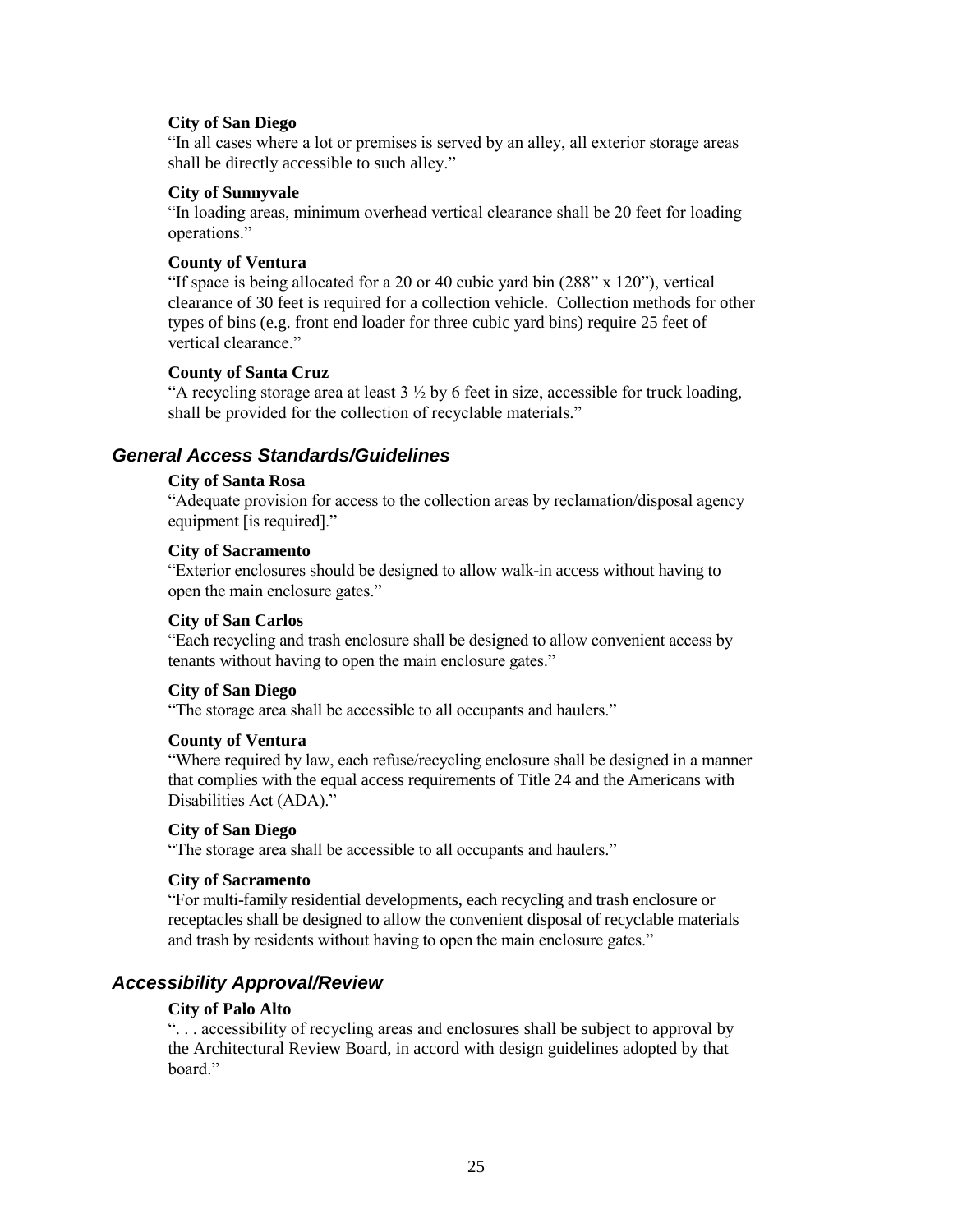**City of San Diego**

"In all cases where a lot or premises is served by an alley, all exterior storage areas shall be directly accessible to such alley."

**City of Sunnyvale**

"In loading areas, minimum overhead vertical clearance shall be 20 feet for loading operations."

**County of Ventura**

"If space is being allocated for a 20 or 40 cubic yard bin (288" x 120"), vertical clearance of 30 feet is required for a collection vehicle. Collection methods for other types of bins (e.g. front end loader for three cubic yard bins) require 25 feet of vertical clearance."

**County of Santa Cruz**

"A recycling storage area at least 3 ½ by 6 feet in size, accessible for truck loading, shall be provided for the collection of recyclable materials."

## *General Access Standards/Guidelines*

**City of Santa Rosa**

"Adequate provision for access to the collection areas by reclamation/disposal agency equipment [is required]."

**City of Sacramento**

"Exterior enclosures should be designed to allow walk-in access without having to open the main enclosure gates."

**City of San Carlos**

"Each recycling and trash enclosure shall be designed to allow convenient access by tenants without having to open the main enclosure gates."

**City of San Diego**

"The storage area shall be accessible to all occupants and haulers."

**County of Ventura**

"Where required by law, each refuse/recycling enclosure shall be designed in a manner that complies with the equal access requirements of Title 24 and the Americans with Disabilities Act (ADA)."

**City of San Diego**

"The storage area shall be accessible to all occupants and haulers."

**City of Sacramento**

"For multi-family residential developments, each recycling and trash enclosure or receptacles shall be designed to allow the convenient disposal of recyclable materials and trash by residents without having to open the main enclosure gates."

## *Accessibility Approval/Review*

**City of Palo Alto**

". . . accessibility of recycling areas and enclosures shall be subject to approval by the Architectural Review Board, in accord with design guidelines adopted by that board."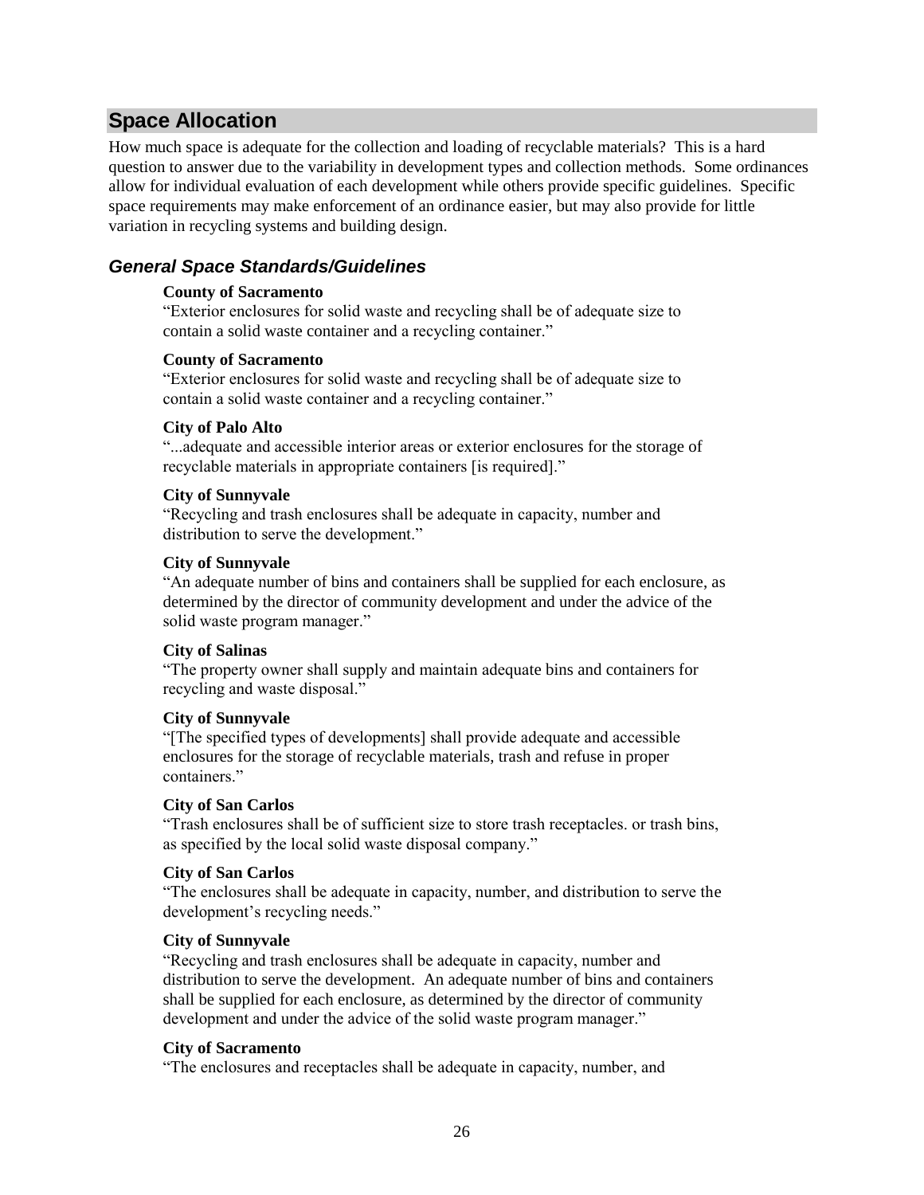## Space Allocation

How much space is adequate for the collection and loading of recyclable materials? This is a hard question to answer due to the variability in development types and collection methods. Some ordinances allow for individual evaluation of each development while others provide specific guidelines. Specific space requirements may make enforcement of an ordinance easier, but may also provide for little variation in recycling systems and building design.

### *General Space Standards/Guidelines*

**County of Sacramento**
"Exterior enclosures for solid waste and recycling shall be of adequate size to contain a solid waste container and a recycling container."

**County of Sacramento**
"Exterior enclosures for solid waste and recycling shall be of adequate size to contain a solid waste container and a recycling container."

**City of Palo Alto**
"...adequate and accessible interior areas or exterior enclosures for the storage of recyclable materials in appropriate containers [is required]."

**City of Sunnyvale**
"Recycling and trash enclosures shall be adequate in capacity, number and distribution to serve the development."

**City of Sunnyvale**
"An adequate number of bins and containers shall be supplied for each enclosure, as determined by the director of community development and under the advice of the solid waste program manager."

**City of Salinas**
"The property owner shall supply and maintain adequate bins and containers for recycling and waste disposal."

**City of Sunnyvale**
"[The specified types of developments] shall provide adequate and accessible enclosures for the storage of recyclable materials, trash and refuse in proper containers."

**City of San Carlos**
"Trash enclosures shall be of sufficient size to store trash receptacles. or trash bins, as specified by the local solid waste disposal company."

**City of San Carlos**
"The enclosures shall be adequate in capacity, number, and distribution to serve the development's recycling needs."

**City of Sunnyvale**
"Recycling and trash enclosures shall be adequate in capacity, number and distribution to serve the development. An adequate number of bins and containers shall be supplied for each enclosure, as determined by the director of community development and under the advice of the solid waste program manager."

**City of Sacramento**
"The enclosures and receptacles shall be adequate in capacity, number, and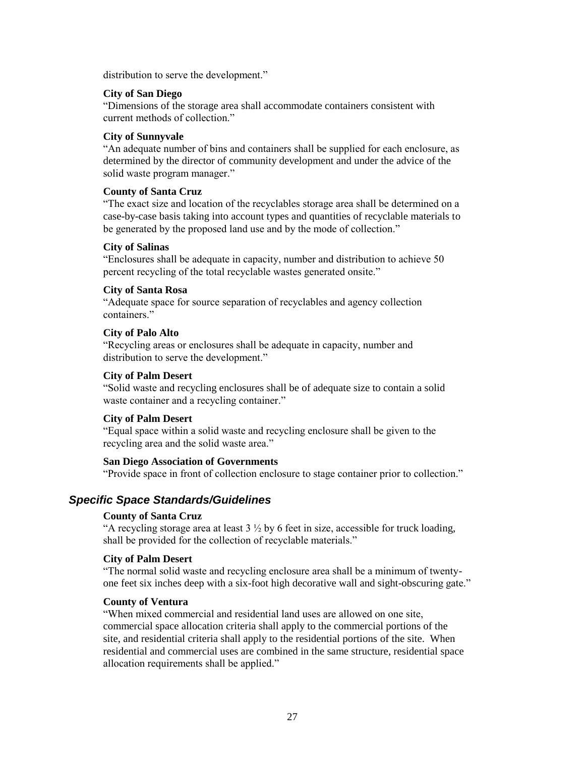distribution to serve the development."

**City of San Diego**
"Dimensions of the storage area shall accommodate containers consistent with current methods of collection."

**City of Sunnyvale**
"An adequate number of bins and containers shall be supplied for each enclosure, as determined by the director of community development and under the advice of the solid waste program manager."

**County of Santa Cruz**
"The exact size and location of the recyclables storage area shall be determined on a case-by-case basis taking into account types and quantities of recyclable materials to be generated by the proposed land use and by the mode of collection."

**City of Salinas**
"Enclosures shall be adequate in capacity, number and distribution to achieve 50 percent recycling of the total recyclable wastes generated onsite."

**City of Santa Rosa**
"Adequate space for source separation of recyclables and agency collection containers."

**City of Palo Alto**
"Recycling areas or enclosures shall be adequate in capacity, number and distribution to serve the development."

**City of Palm Desert**
"Solid waste and recycling enclosures shall be of adequate size to contain a solid waste container and a recycling container."

**City of Palm Desert**
"Equal space within a solid waste and recycling enclosure shall be given to the recycling area and the solid waste area."

**San Diego Association of Governments**
"Provide space in front of collection enclosure to stage container prior to collection."

### *Specific Space Standards/Guidelines*

**County of Santa Cruz**
"A recycling storage area at least 3 ½ by 6 feet in size, accessible for truck loading, shall be provided for the collection of recyclable materials."

**City of Palm Desert**
"The normal solid waste and recycling enclosure area shall be a minimum of twenty-one feet six inches deep with a six-foot high decorative wall and sight-obscuring gate."

**County of Ventura**
"When mixed commercial and residential land uses are allowed on one site, commercial space allocation criteria shall apply to the commercial portions of the site, and residential criteria shall apply to the residential portions of the site. When residential and commercial uses are combined in the same structure, residential space allocation requirements shall be applied."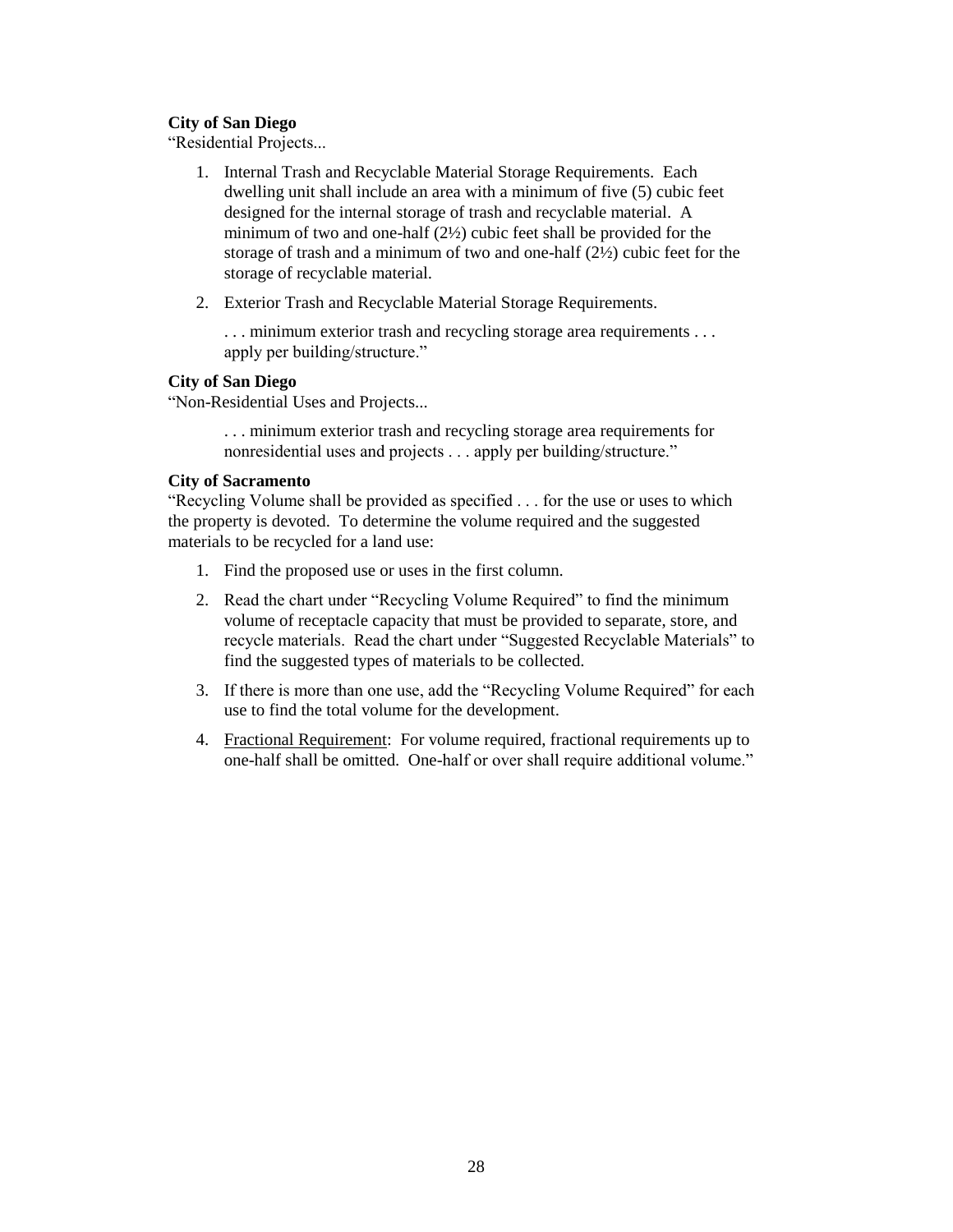**City of San Diego**
"Residential Projects...

1. Internal Trash and Recyclable Material Storage Requirements. Each dwelling unit shall include an area with a minimum of five (5) cubic feet designed for the internal storage of trash and recyclable material. A minimum of two and one-half (2½) cubic feet shall be provided for the storage of trash and a minimum of two and one-half (2½) cubic feet for the storage of recyclable material.
2. Exterior Trash and Recyclable Material Storage Requirements.

   . . . minimum exterior trash and recycling storage area requirements . . . apply per building/structure."

**City of San Diego**
"Non-Residential Uses and Projects...

> . . . minimum exterior trash and recycling storage area requirements for nonresidential uses and projects . . . apply per building/structure."

**City of Sacramento**
"Recycling Volume shall be provided as specified . . . for the use or uses to which the property is devoted. To determine the volume required and the suggested materials to be recycled for a land use:

1. Find the proposed use or uses in the first column.
2. Read the chart under "Recycling Volume Required" to find the minimum volume of receptacle capacity that must be provided to separate, store, and recycle materials. Read the chart under "Suggested Recyclable Materials" to find the suggested types of materials to be collected.
3. If there is more than one use, add the "Recycling Volume Required" for each use to find the total volume for the development.
4. Fractional Requirement: For volume required, fractional requirements up to one-half shall be omitted. One-half or over shall require additional volume."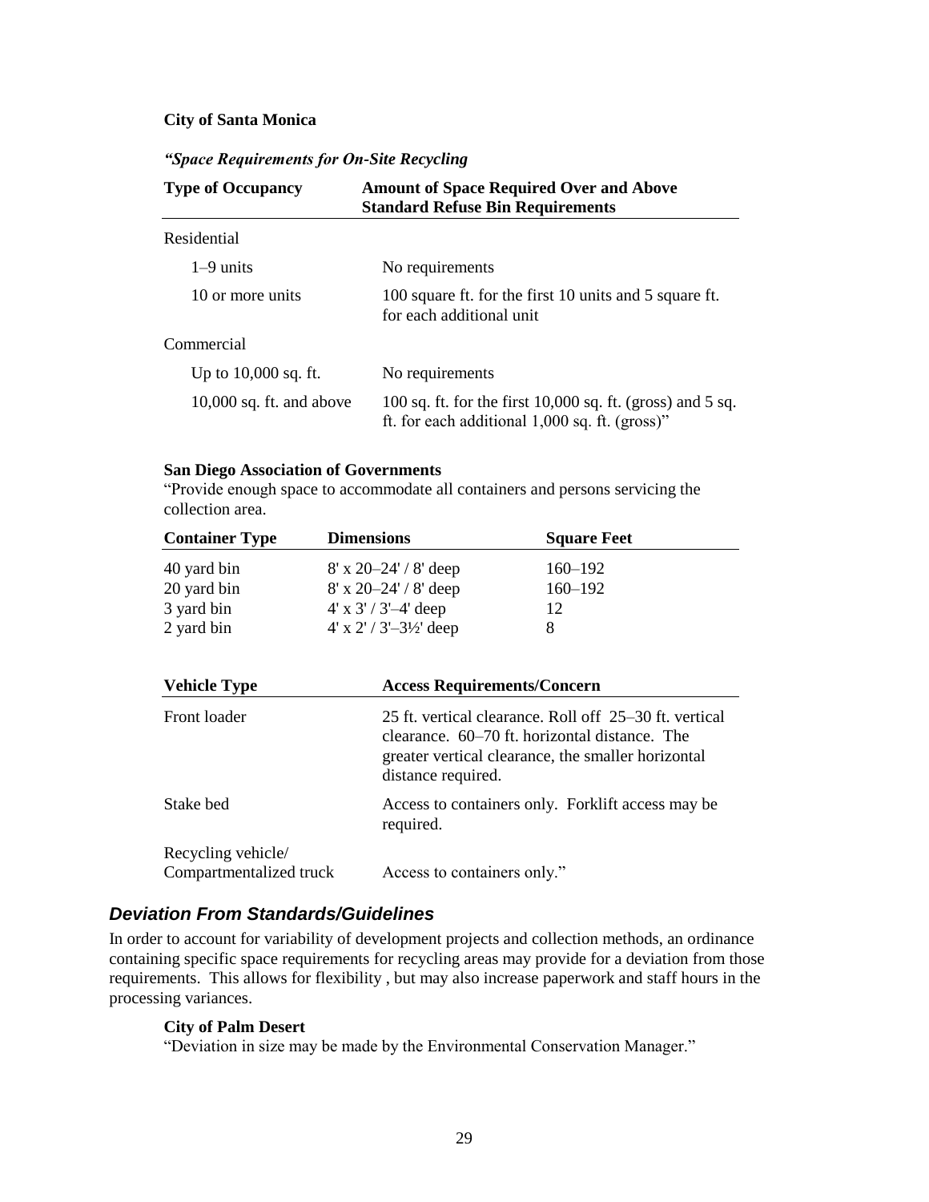**City of Santa Monica**

***"Space Requirements for On-Site Recycling***

| Type of Occupancy | Amount of Space Required Over and Above Standard Refuse Bin Requirements |
|---|---|
| Residential | |
| 1–9 units | No requirements |
| 10 or more units | 100 square ft. for the first 10 units and 5 square ft. for each additional unit |
| Commercial | |
| Up to 10,000 sq. ft. | No requirements |
| 10,000 sq. ft. and above | 100 sq. ft. for the first 10,000 sq. ft. (gross) and 5 sq. ft. for each additional 1,000 sq. ft. (gross)" |

**San Diego Association of Governments**

"Provide enough space to accommodate all containers and persons servicing the collection area.

| Container Type | Dimensions | Square Feet |
|---|---|---|
| 40 yard bin | 8' x 20–24' / 8' deep | 160–192 |
| 20 yard bin | 8' x 20–24' / 8' deep | 160–192 |
| 3 yard bin | 4' x 3' / 3'–4' deep | 12 |
| 2 yard bin | 4' x 2' / 3'–3½' deep | 8 |

| Vehicle Type | Access Requirements/Concern |
|---|---|
| Front loader | 25 ft. vertical clearance. Roll off 25–30 ft. vertical clearance. 60–70 ft. horizontal distance. The greater vertical clearance, the smaller horizontal distance required. |
| Stake bed | Access to containers only. Forklift access may be required. |
| Recycling vehicle/ Compartmentalized truck | Access to containers only." |

## *Deviation From Standards/Guidelines*

In order to account for variability of development projects and collection methods, an ordinance containing specific space requirements for recycling areas may provide for a deviation from those requirements. This allows for flexibility , but may also increase paperwork and staff hours in the processing variances.

**City of Palm Desert**

"Deviation in size may be made by the Environmental Conservation Manager."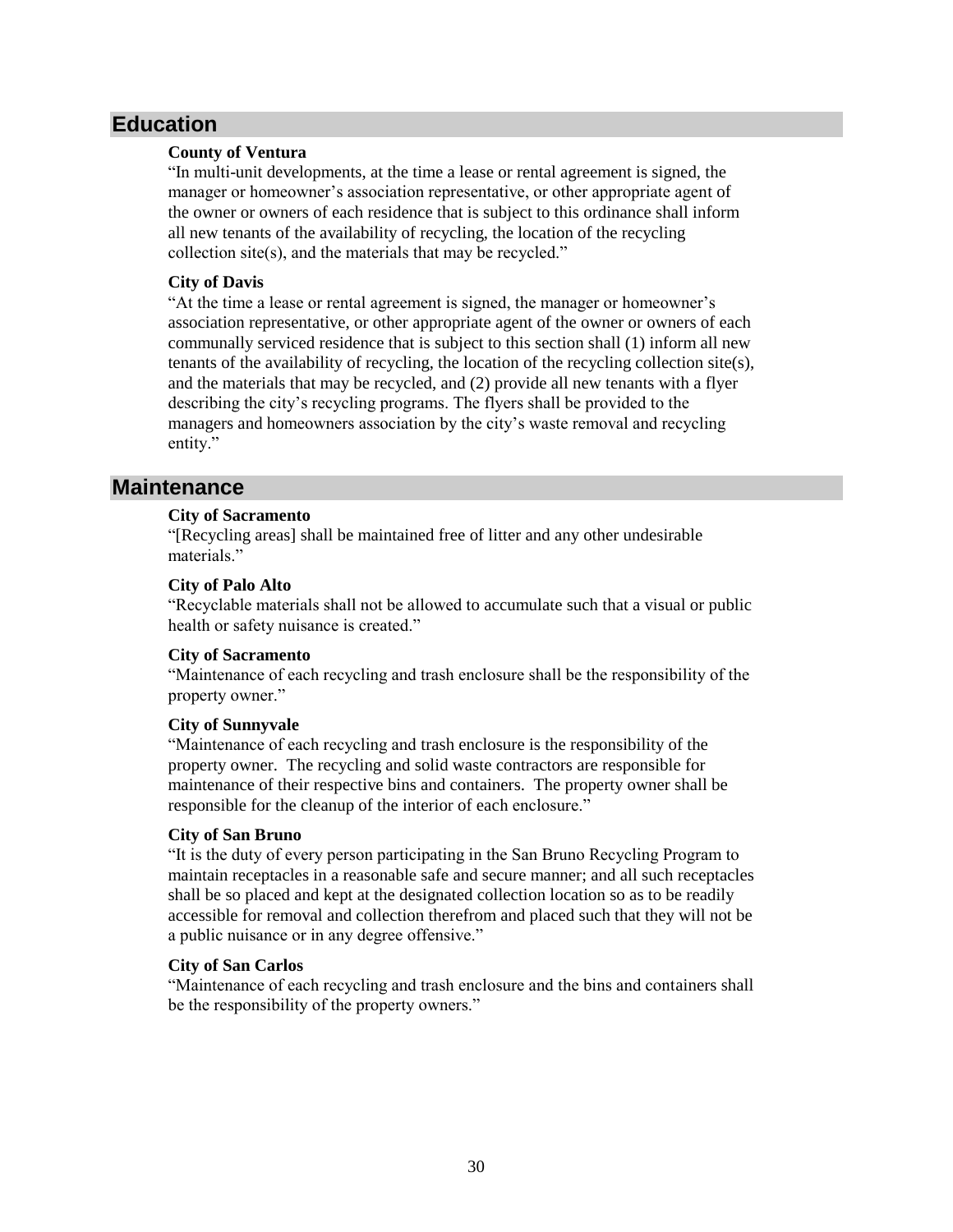## Education

**County of Ventura**

"In multi-unit developments, at the time a lease or rental agreement is signed, the manager or homeowner's association representative, or other appropriate agent of the owner or owners of each residence that is subject to this ordinance shall inform all new tenants of the availability of recycling, the location of the recycling collection site(s), and the materials that may be recycled."

**City of Davis**

"At the time a lease or rental agreement is signed, the manager or homeowner's association representative, or other appropriate agent of the owner or owners of each communally serviced residence that is subject to this section shall (1) inform all new tenants of the availability of recycling, the location of the recycling collection site(s), and the materials that may be recycled, and (2) provide all new tenants with a flyer describing the city's recycling programs. The flyers shall be provided to the managers and homeowners association by the city's waste removal and recycling entity."

## Maintenance

**City of Sacramento**

"[Recycling areas] shall be maintained free of litter and any other undesirable materials."

**City of Palo Alto**

"Recyclable materials shall not be allowed to accumulate such that a visual or public health or safety nuisance is created."

**City of Sacramento**

"Maintenance of each recycling and trash enclosure shall be the responsibility of the property owner."

**City of Sunnyvale**

"Maintenance of each recycling and trash enclosure is the responsibility of the property owner. The recycling and solid waste contractors are responsible for maintenance of their respective bins and containers. The property owner shall be responsible for the cleanup of the interior of each enclosure."

**City of San Bruno**

"It is the duty of every person participating in the San Bruno Recycling Program to maintain receptacles in a reasonable safe and secure manner; and all such receptacles shall be so placed and kept at the designated collection location so as to be readily accessible for removal and collection therefrom and placed such that they will not be a public nuisance or in any degree offensive."

**City of San Carlos**

"Maintenance of each recycling and trash enclosure and the bins and containers shall be the responsibility of the property owners."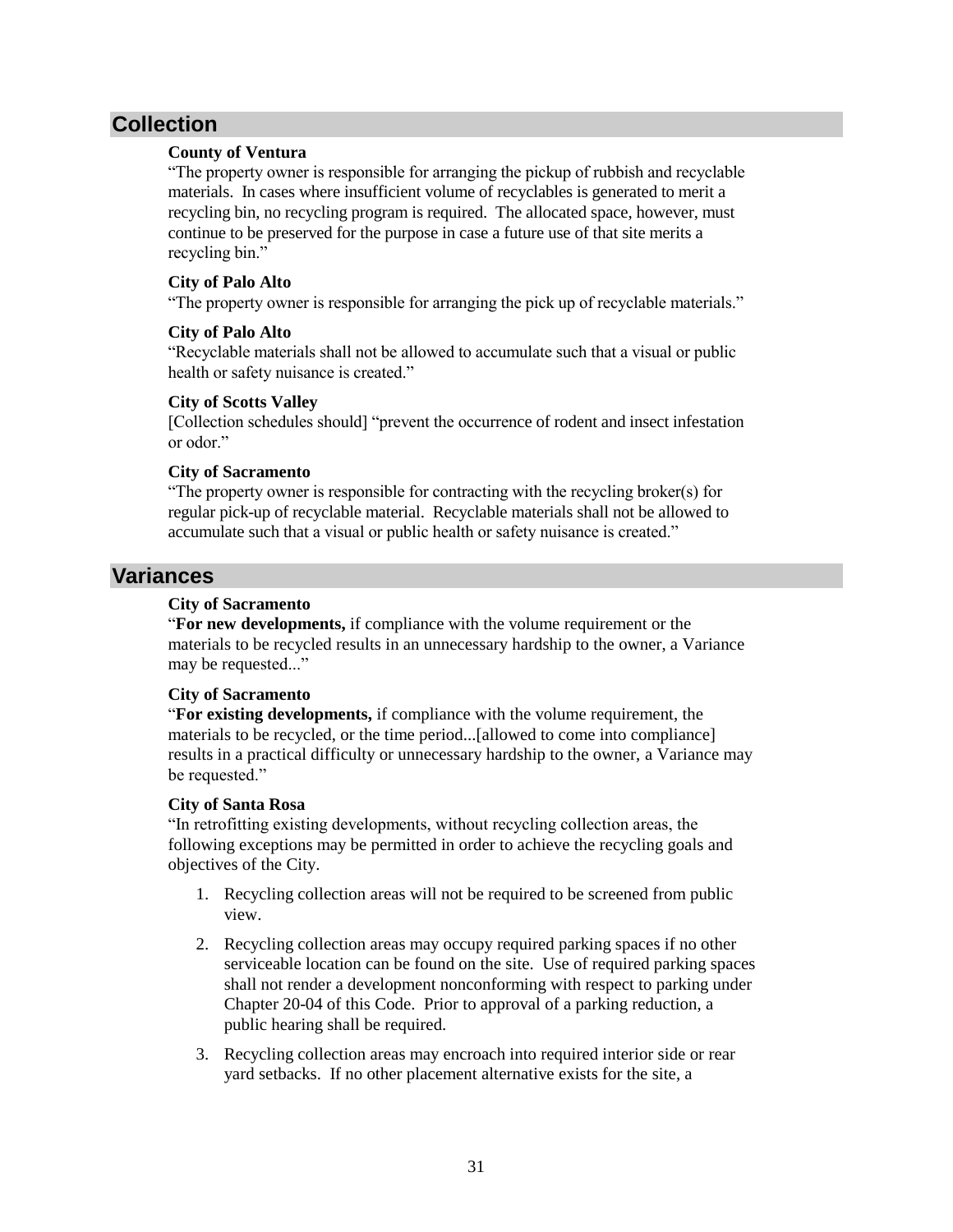## Collection

**County of Ventura**

"The property owner is responsible for arranging the pickup of rubbish and recyclable materials. In cases where insufficient volume of recyclables is generated to merit a recycling bin, no recycling program is required. The allocated space, however, must continue to be preserved for the purpose in case a future use of that site merits a recycling bin."

**City of Palo Alto**

"The property owner is responsible for arranging the pick up of recyclable materials."

**City of Palo Alto**

"Recyclable materials shall not be allowed to accumulate such that a visual or public health or safety nuisance is created."

**City of Scotts Valley**

[Collection schedules should] "prevent the occurrence of rodent and insect infestation or odor."

**City of Sacramento**

"The property owner is responsible for contracting with the recycling broker(s) for regular pick-up of recyclable material. Recyclable materials shall not be allowed to accumulate such that a visual or public health or safety nuisance is created."

## Variances

**City of Sacramento**

"**For new developments,** if compliance with the volume requirement or the materials to be recycled results in an unnecessary hardship to the owner, a Variance may be requested..."

**City of Sacramento**

"**For existing developments,** if compliance with the volume requirement, the materials to be recycled, or the time period...[allowed to come into compliance] results in a practical difficulty or unnecessary hardship to the owner, a Variance may be requested."

**City of Santa Rosa**

"In retrofitting existing developments, without recycling collection areas, the following exceptions may be permitted in order to achieve the recycling goals and objectives of the City.

1. Recycling collection areas will not be required to be screened from public view.
2. Recycling collection areas may occupy required parking spaces if no other serviceable location can be found on the site. Use of required parking spaces shall not render a development nonconforming with respect to parking under Chapter 20-04 of this Code. Prior to approval of a parking reduction, a public hearing shall be required.
3. Recycling collection areas may encroach into required interior side or rear yard setbacks. If no other placement alternative exists for the site, a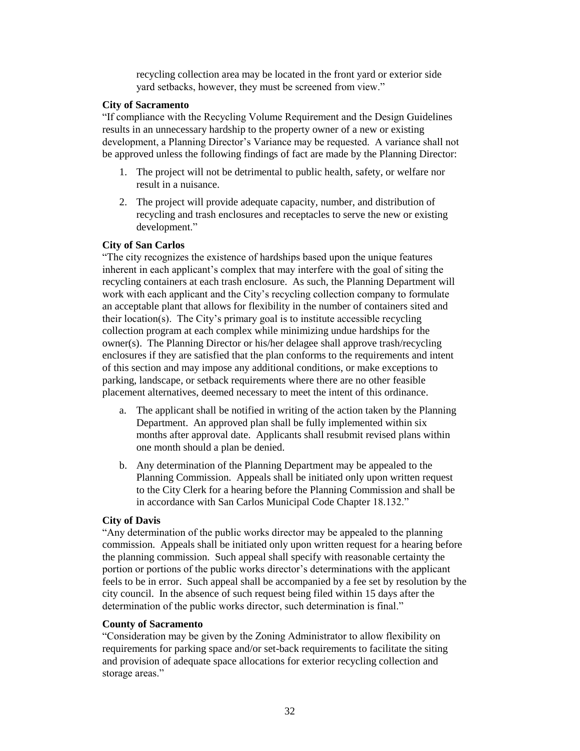recycling collection area may be located in the front yard or exterior side yard setbacks, however, they must be screened from view."

**City of Sacramento**

"If compliance with the Recycling Volume Requirement and the Design Guidelines results in an unnecessary hardship to the property owner of a new or existing development, a Planning Director's Variance may be requested. A variance shall not be approved unless the following findings of fact are made by the Planning Director:

1. The project will not be detrimental to public health, safety, or welfare nor result in a nuisance.
2. The project will provide adequate capacity, number, and distribution of recycling and trash enclosures and receptacles to serve the new or existing development."

**City of San Carlos**

"The city recognizes the existence of hardships based upon the unique features inherent in each applicant's complex that may interfere with the goal of siting the recycling containers at each trash enclosure. As such, the Planning Department will work with each applicant and the City's recycling collection company to formulate an acceptable plant that allows for flexibility in the number of containers sited and their location(s). The City's primary goal is to institute accessible recycling collection program at each complex while minimizing undue hardships for the owner(s). The Planning Director or his/her delagee shall approve trash/recycling enclosures if they are satisfied that the plan conforms to the requirements and intent of this section and may impose any additional conditions, or make exceptions to parking, landscape, or setback requirements where there are no other feasible placement alternatives, deemed necessary to meet the intent of this ordinance.

a. The applicant shall be notified in writing of the action taken by the Planning Department. An approved plan shall be fully implemented within six months after approval date. Applicants shall resubmit revised plans within one month should a plan be denied.
b. Any determination of the Planning Department may be appealed to the Planning Commission. Appeals shall be initiated only upon written request to the City Clerk for a hearing before the Planning Commission and shall be in accordance with San Carlos Municipal Code Chapter 18.132."

**City of Davis**

"Any determination of the public works director may be appealed to the planning commission. Appeals shall be initiated only upon written request for a hearing before the planning commission. Such appeal shall specify with reasonable certainty the portion or portions of the public works director's determinations with the applicant feels to be in error. Such appeal shall be accompanied by a fee set by resolution by the city council. In the absence of such request being filed within 15 days after the determination of the public works director, such determination is final."

**County of Sacramento**

"Consideration may be given by the Zoning Administrator to allow flexibility on requirements for parking space and/or set-back requirements to facilitate the siting and provision of adequate space allocations for exterior recycling collection and storage areas."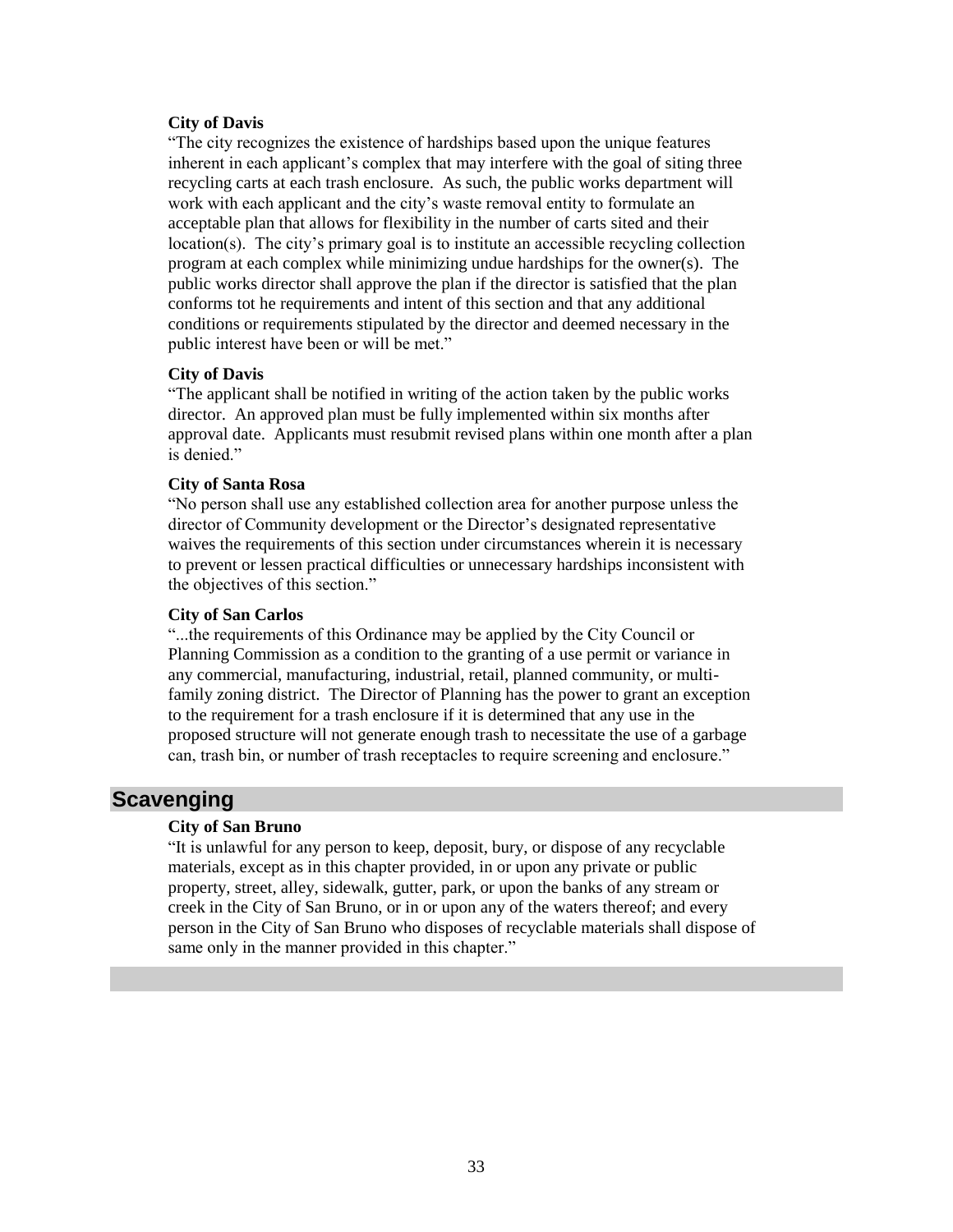**City of Davis**

"The city recognizes the existence of hardships based upon the unique features inherent in each applicant's complex that may interfere with the goal of siting three recycling carts at each trash enclosure. As such, the public works department will work with each applicant and the city's waste removal entity to formulate an acceptable plan that allows for flexibility in the number of carts sited and their location(s). The city's primary goal is to institute an accessible recycling collection program at each complex while minimizing undue hardships for the owner(s). The public works director shall approve the plan if the director is satisfied that the plan conforms tot he requirements and intent of this section and that any additional conditions or requirements stipulated by the director and deemed necessary in the public interest have been or will be met."

**City of Davis**

"The applicant shall be notified in writing of the action taken by the public works director. An approved plan must be fully implemented within six months after approval date. Applicants must resubmit revised plans within one month after a plan is denied."

**City of Santa Rosa**

"No person shall use any established collection area for another purpose unless the director of Community development or the Director's designated representative waives the requirements of this section under circumstances wherein it is necessary to prevent or lessen practical difficulties or unnecessary hardships inconsistent with the objectives of this section."

**City of San Carlos**

"...the requirements of this Ordinance may be applied by the City Council or Planning Commission as a condition to the granting of a use permit or variance in any commercial, manufacturing, industrial, retail, planned community, or multi-family zoning district. The Director of Planning has the power to grant an exception to the requirement for a trash enclosure if it is determined that any use in the proposed structure will not generate enough trash to necessitate the use of a garbage can, trash bin, or number of trash receptacles to require screening and enclosure."

## Scavenging

**City of San Bruno**

"It is unlawful for any person to keep, deposit, bury, or dispose of any recyclable materials, except as in this chapter provided, in or upon any private or public property, street, alley, sidewalk, gutter, park, or upon the banks of any stream or creek in the City of San Bruno, or in or upon any of the waters thereof; and every person in the City of San Bruno who disposes of recyclable materials shall dispose of same only in the manner provided in this chapter."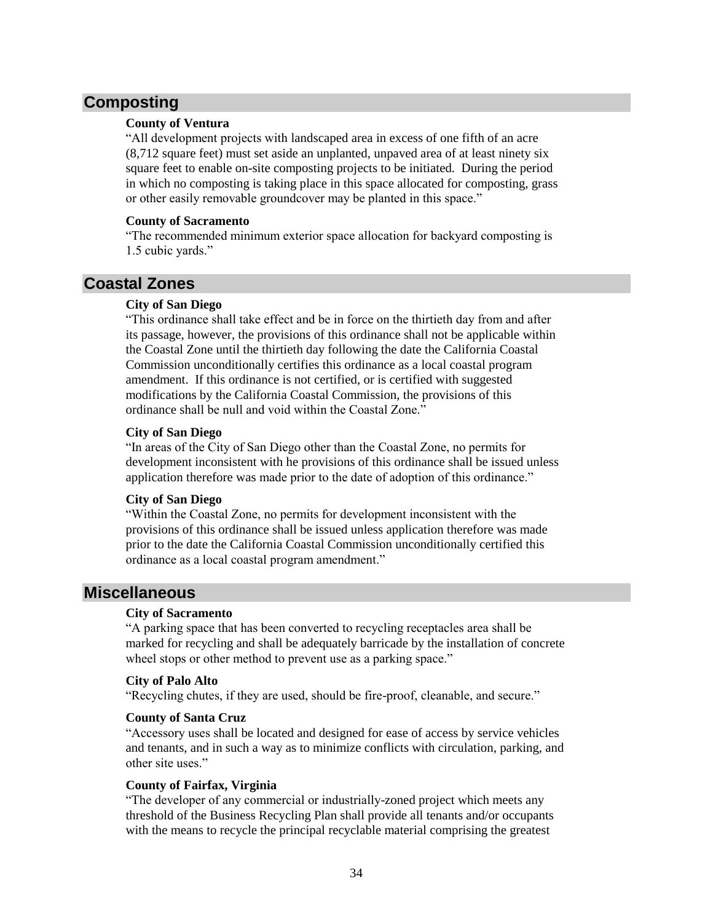## Composting

**County of Ventura**

"All development projects with landscaped area in excess of one fifth of an acre (8,712 square feet) must set aside an unplanted, unpaved area of at least ninety six square feet to enable on-site composting projects to be initiated. During the period in which no composting is taking place in this space allocated for composting, grass or other easily removable groundcover may be planted in this space."

**County of Sacramento**

"The recommended minimum exterior space allocation for backyard composting is 1.5 cubic yards."

## Coastal Zones

**City of San Diego**

"This ordinance shall take effect and be in force on the thirtieth day from and after its passage, however, the provisions of this ordinance shall not be applicable within the Coastal Zone until the thirtieth day following the date the California Coastal Commission unconditionally certifies this ordinance as a local coastal program amendment. If this ordinance is not certified, or is certified with suggested modifications by the California Coastal Commission, the provisions of this ordinance shall be null and void within the Coastal Zone."

**City of San Diego**

"In areas of the City of San Diego other than the Coastal Zone, no permits for development inconsistent with he provisions of this ordinance shall be issued unless application therefore was made prior to the date of adoption of this ordinance."

**City of San Diego**

"Within the Coastal Zone, no permits for development inconsistent with the provisions of this ordinance shall be issued unless application therefore was made prior to the date the California Coastal Commission unconditionally certified this ordinance as a local coastal program amendment."

## Miscellaneous

**City of Sacramento**

"A parking space that has been converted to recycling receptacles area shall be marked for recycling and shall be adequately barricade by the installation of concrete wheel stops or other method to prevent use as a parking space."

**City of Palo Alto**

"Recycling chutes, if they are used, should be fire-proof, cleanable, and secure."

**County of Santa Cruz**

"Accessory uses shall be located and designed for ease of access by service vehicles and tenants, and in such a way as to minimize conflicts with circulation, parking, and other site uses."

**County of Fairfax, Virginia**

"The developer of any commercial or industrially-zoned project which meets any threshold of the Business Recycling Plan shall provide all tenants and/or occupants with the means to recycle the principal recyclable material comprising the greatest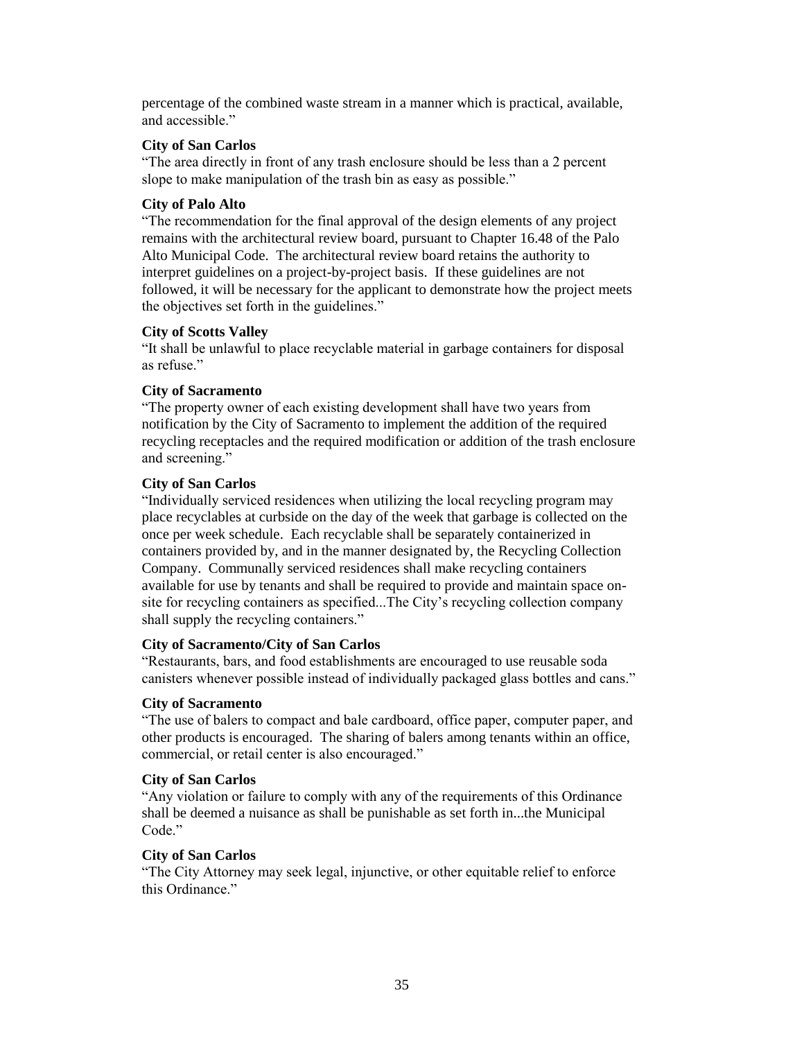percentage of the combined waste stream in a manner which is practical, available, and accessible."

**City of San Carlos**
"The area directly in front of any trash enclosure should be less than a 2 percent slope to make manipulation of the trash bin as easy as possible."

**City of Palo Alto**
"The recommendation for the final approval of the design elements of any project remains with the architectural review board, pursuant to Chapter 16.48 of the Palo Alto Municipal Code. The architectural review board retains the authority to interpret guidelines on a project-by-project basis. If these guidelines are not followed, it will be necessary for the applicant to demonstrate how the project meets the objectives set forth in the guidelines."

**City of Scotts Valley**
"It shall be unlawful to place recyclable material in garbage containers for disposal as refuse."

**City of Sacramento**
"The property owner of each existing development shall have two years from notification by the City of Sacramento to implement the addition of the required recycling receptacles and the required modification or addition of the trash enclosure and screening."

**City of San Carlos**
"Individually serviced residences when utilizing the local recycling program may place recyclables at curbside on the day of the week that garbage is collected on the once per week schedule. Each recyclable shall be separately containerized in containers provided by, and in the manner designated by, the Recycling Collection Company. Communally serviced residences shall make recycling containers available for use by tenants and shall be required to provide and maintain space on-site for recycling containers as specified...The City's recycling collection company shall supply the recycling containers."

**City of Sacramento/City of San Carlos**
"Restaurants, bars, and food establishments are encouraged to use reusable soda canisters whenever possible instead of individually packaged glass bottles and cans."

**City of Sacramento**
"The use of balers to compact and bale cardboard, office paper, computer paper, and other products is encouraged. The sharing of balers among tenants within an office, commercial, or retail center is also encouraged."

**City of San Carlos**
"Any violation or failure to comply with any of the requirements of this Ordinance shall be deemed a nuisance as shall be punishable as set forth in...the Municipal Code."

**City of San Carlos**
"The City Attorney may seek legal, injunctive, or other equitable relief to enforce this Ordinance."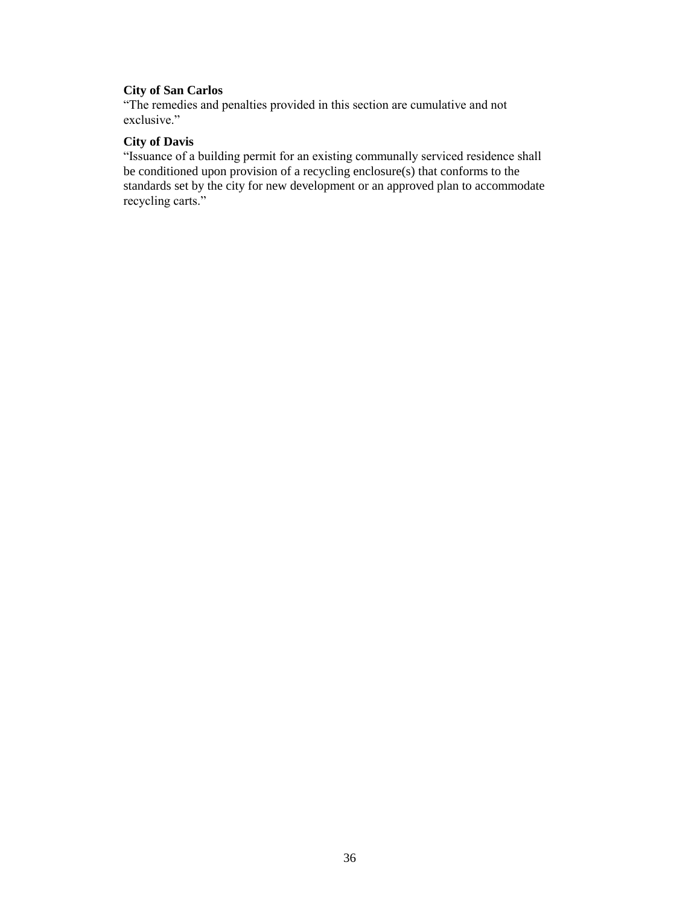**City of San Carlos**
"The remedies and penalties provided in this section are cumulative and not exclusive."

**City of Davis**
"Issuance of a building permit for an existing communally serviced residence shall be conditioned upon provision of a recycling enclosure(s) that conforms to the standards set by the city for new development or an approved plan to accommodate recycling carts."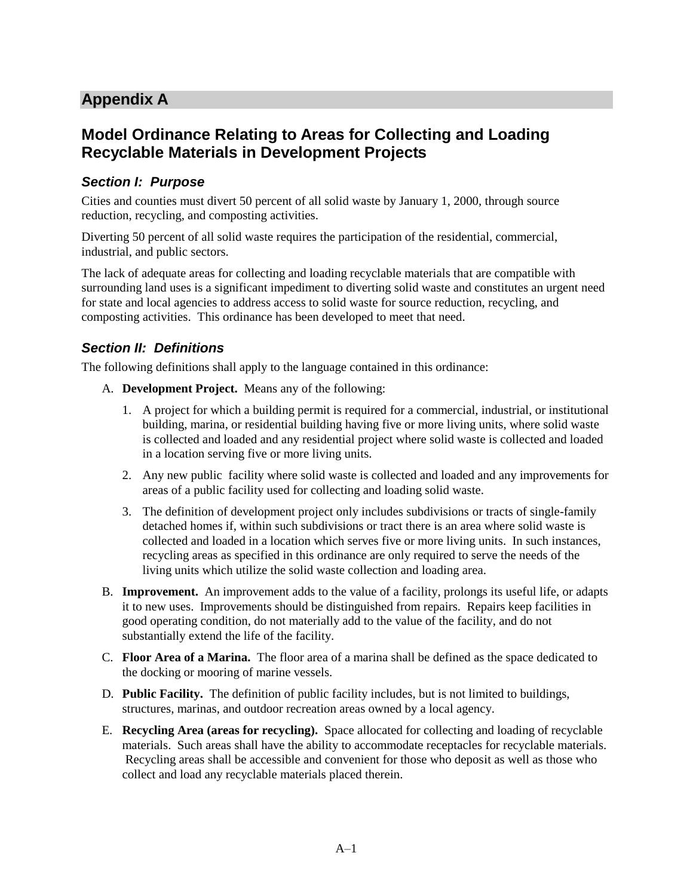# Appendix A

## Model Ordinance Relating to Areas for Collecting and Loading Recyclable Materials in Development Projects

### *Section I: Purpose*

Cities and counties must divert 50 percent of all solid waste by January 1, 2000, through source reduction, recycling, and composting activities.

Diverting 50 percent of all solid waste requires the participation of the residential, commercial, industrial, and public sectors.

The lack of adequate areas for collecting and loading recyclable materials that are compatible with surrounding land uses is a significant impediment to diverting solid waste and constitutes an urgent need for state and local agencies to address access to solid waste for source reduction, recycling, and composting activities. This ordinance has been developed to meet that need.

### *Section II: Definitions*

The following definitions shall apply to the language contained in this ordinance:

A. **Development Project.** Means any of the following:

   1. A project for which a building permit is required for a commercial, industrial, or institutional building, marina, or residential building having five or more living units, where solid waste is collected and loaded and any residential project where solid waste is collected and loaded in a location serving five or more living units.

   2. Any new public facility where solid waste is collected and loaded and any improvements for areas of a public facility used for collecting and loading solid waste.

   3. The definition of development project only includes subdivisions or tracts of single-family detached homes if, within such subdivisions or tract there is an area where solid waste is collected and loaded in a location which serves five or more living units. In such instances, recycling areas as specified in this ordinance are only required to serve the needs of the living units which utilize the solid waste collection and loading area.

B. **Improvement.** An improvement adds to the value of a facility, prolongs its useful life, or adapts it to new uses. Improvements should be distinguished from repairs. Repairs keep facilities in good operating condition, do not materially add to the value of the facility, and do not substantially extend the life of the facility.

C. **Floor Area of a Marina.** The floor area of a marina shall be defined as the space dedicated to the docking or mooring of marine vessels.

D. **Public Facility.** The definition of public facility includes, but is not limited to buildings, structures, marinas, and outdoor recreation areas owned by a local agency.

E. **Recycling Area (areas for recycling).** Space allocated for collecting and loading of recyclable materials. Such areas shall have the ability to accommodate receptacles for recyclable materials. Recycling areas shall be accessible and convenient for those who deposit as well as those who collect and load any recyclable materials placed therein.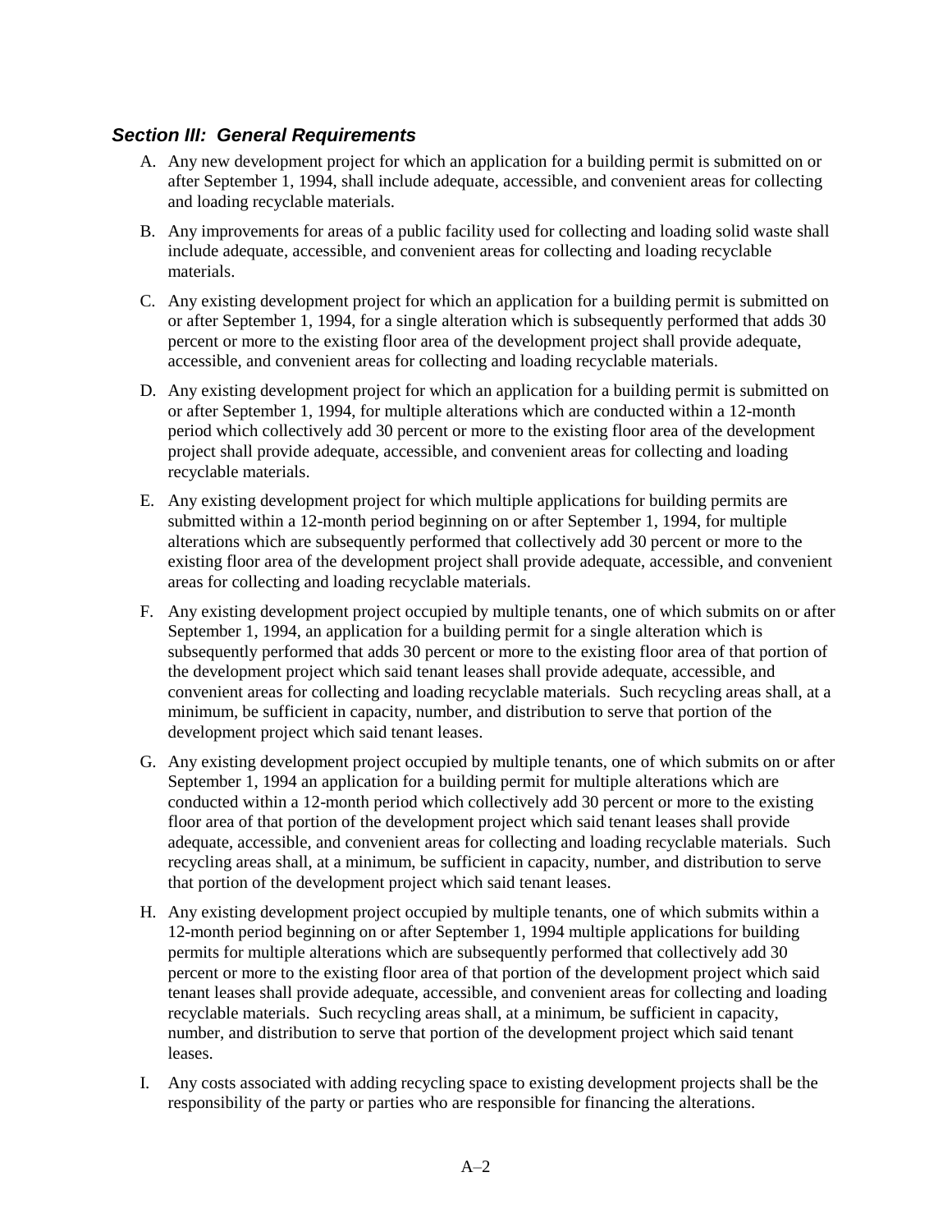### *Section III: General Requirements*

A. Any new development project for which an application for a building permit is submitted on or after September 1, 1994, shall include adequate, accessible, and convenient areas for collecting and loading recyclable materials.

B. Any improvements for areas of a public facility used for collecting and loading solid waste shall include adequate, accessible, and convenient areas for collecting and loading recyclable materials.

C. Any existing development project for which an application for a building permit is submitted on or after September 1, 1994, for a single alteration which is subsequently performed that adds 30 percent or more to the existing floor area of the development project shall provide adequate, accessible, and convenient areas for collecting and loading recyclable materials.

D. Any existing development project for which an application for a building permit is submitted on or after September 1, 1994, for multiple alterations which are conducted within a 12-month period which collectively add 30 percent or more to the existing floor area of the development project shall provide adequate, accessible, and convenient areas for collecting and loading recyclable materials.

E. Any existing development project for which multiple applications for building permits are submitted within a 12-month period beginning on or after September 1, 1994, for multiple alterations which are subsequently performed that collectively add 30 percent or more to the existing floor area of the development project shall provide adequate, accessible, and convenient areas for collecting and loading recyclable materials.

F. Any existing development project occupied by multiple tenants, one of which submits on or after September 1, 1994, an application for a building permit for a single alteration which is subsequently performed that adds 30 percent or more to the existing floor area of that portion of the development project which said tenant leases shall provide adequate, accessible, and convenient areas for collecting and loading recyclable materials. Such recycling areas shall, at a minimum, be sufficient in capacity, number, and distribution to serve that portion of the development project which said tenant leases.

G. Any existing development project occupied by multiple tenants, one of which submits on or after September 1, 1994 an application for a building permit for multiple alterations which are conducted within a 12-month period which collectively add 30 percent or more to the existing floor area of that portion of the development project which said tenant leases shall provide adequate, accessible, and convenient areas for collecting and loading recyclable materials. Such recycling areas shall, at a minimum, be sufficient in capacity, number, and distribution to serve that portion of the development project which said tenant leases.

H. Any existing development project occupied by multiple tenants, one of which submits within a 12-month period beginning on or after September 1, 1994 multiple applications for building permits for multiple alterations which are subsequently performed that collectively add 30 percent or more to the existing floor area of that portion of the development project which said tenant leases shall provide adequate, accessible, and convenient areas for collecting and loading recyclable materials. Such recycling areas shall, at a minimum, be sufficient in capacity, number, and distribution to serve that portion of the development project which said tenant leases.

I. Any costs associated with adding recycling space to existing development projects shall be the responsibility of the party or parties who are responsible for financing the alterations.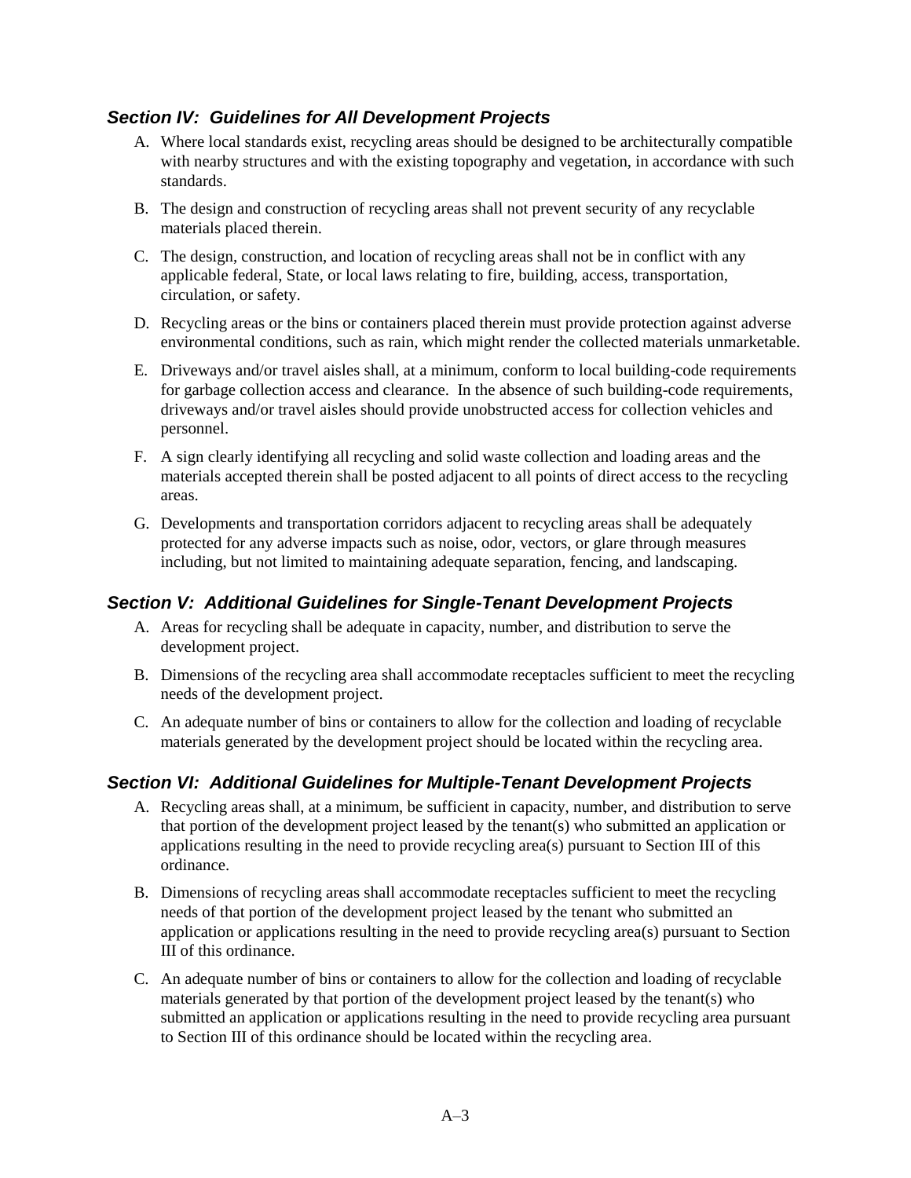### *Section IV: Guidelines for All Development Projects*

A. Where local standards exist, recycling areas should be designed to be architecturally compatible with nearby structures and with the existing topography and vegetation, in accordance with such standards.

B. The design and construction of recycling areas shall not prevent security of any recyclable materials placed therein.

C. The design, construction, and location of recycling areas shall not be in conflict with any applicable federal, State, or local laws relating to fire, building, access, transportation, circulation, or safety.

D. Recycling areas or the bins or containers placed therein must provide protection against adverse environmental conditions, such as rain, which might render the collected materials unmarketable.

E. Driveways and/or travel aisles shall, at a minimum, conform to local building-code requirements for garbage collection access and clearance. In the absence of such building-code requirements, driveways and/or travel aisles should provide unobstructed access for collection vehicles and personnel.

F. A sign clearly identifying all recycling and solid waste collection and loading areas and the materials accepted therein shall be posted adjacent to all points of direct access to the recycling areas.

G. Developments and transportation corridors adjacent to recycling areas shall be adequately protected for any adverse impacts such as noise, odor, vectors, or glare through measures including, but not limited to maintaining adequate separation, fencing, and landscaping.

### *Section V: Additional Guidelines for Single-Tenant Development Projects*

A. Areas for recycling shall be adequate in capacity, number, and distribution to serve the development project.

B. Dimensions of the recycling area shall accommodate receptacles sufficient to meet the recycling needs of the development project.

C. An adequate number of bins or containers to allow for the collection and loading of recyclable materials generated by the development project should be located within the recycling area.

### *Section VI: Additional Guidelines for Multiple-Tenant Development Projects*

A. Recycling areas shall, at a minimum, be sufficient in capacity, number, and distribution to serve that portion of the development project leased by the tenant(s) who submitted an application or applications resulting in the need to provide recycling area(s) pursuant to Section III of this ordinance.

B. Dimensions of recycling areas shall accommodate receptacles sufficient to meet the recycling needs of that portion of the development project leased by the tenant who submitted an application or applications resulting in the need to provide recycling area(s) pursuant to Section III of this ordinance.

C. An adequate number of bins or containers to allow for the collection and loading of recyclable materials generated by that portion of the development project leased by the tenant(s) who submitted an application or applications resulting in the need to provide recycling area pursuant to Section III of this ordinance should be located within the recycling area.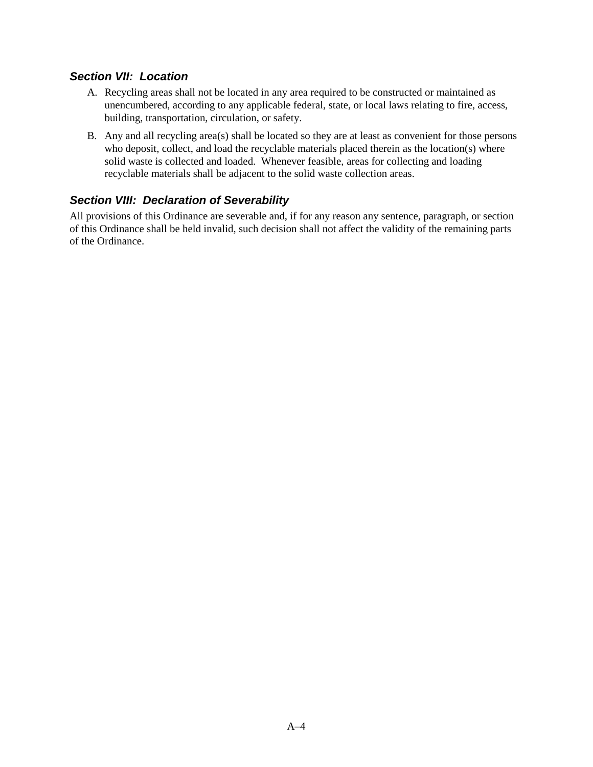### *Section VII: Location*

A. Recycling areas shall not be located in any area required to be constructed or maintained as unencumbered, according to any applicable federal, state, or local laws relating to fire, access, building, transportation, circulation, or safety.

B. Any and all recycling area(s) shall be located so they are at least as convenient for those persons who deposit, collect, and load the recyclable materials placed therein as the location(s) where solid waste is collected and loaded. Whenever feasible, areas for collecting and loading recyclable materials shall be adjacent to the solid waste collection areas.

### *Section VIII: Declaration of Severability*

All provisions of this Ordinance are severable and, if for any reason any sentence, paragraph, or section of this Ordinance shall be held invalid, such decision shall not affect the validity of the remaining parts of the Ordinance.